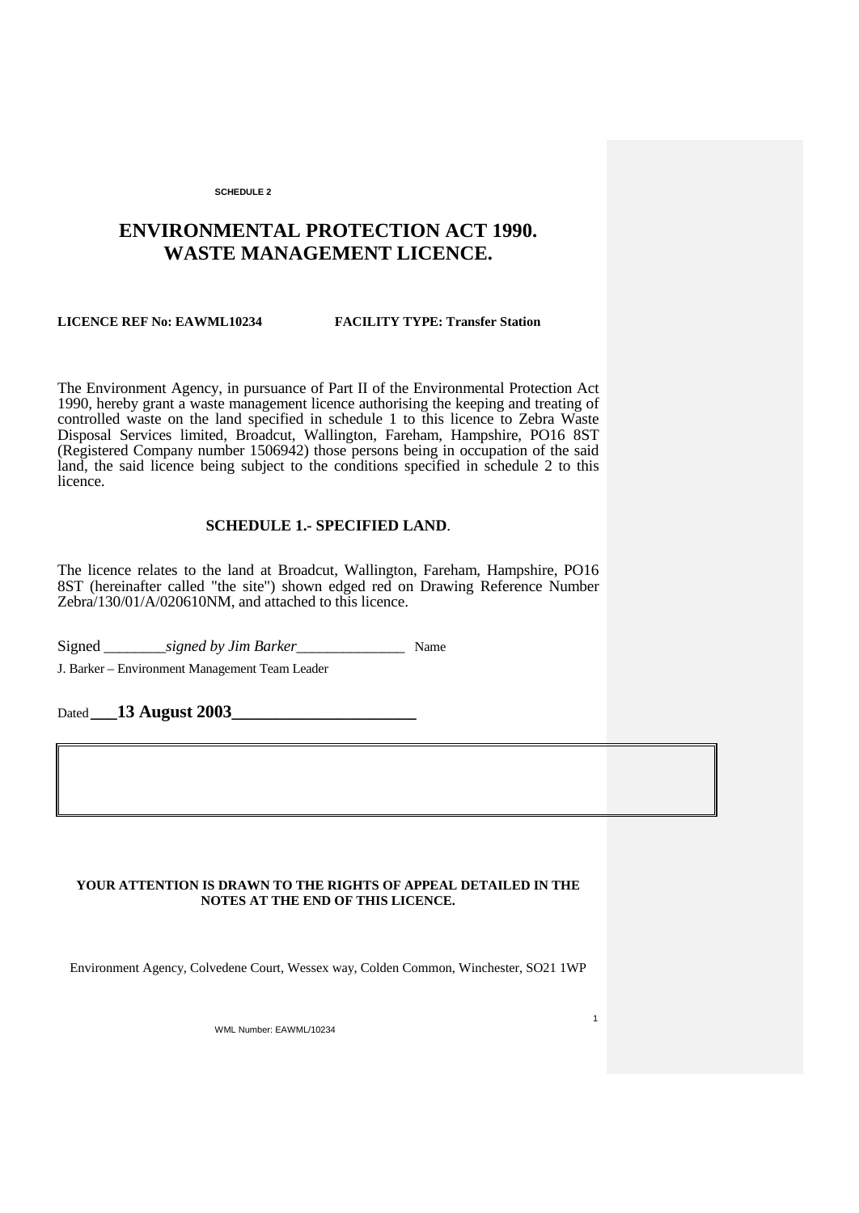**SCHEDULE 2**

# ENVIRONMENTAL PROTECTION ACT 1990.
# WASTE MANAGEMENT LICENCE.

**LICENCE REF No: EAWML10234** **FACILITY TYPE: Transfer Station**

The Environment Agency, in pursuance of Part II of the Environmental Protection Act 1990, hereby grant a waste management licence authorising the keeping and treating of controlled waste on the land specified in schedule 1 to this licence to Zebra Waste Disposal Services limited, Broadcut, Wallington, Fareham, Hampshire, PO16 8ST (Registered Company number 1506942) those persons being in occupation of the said land, the said licence being subject to the conditions specified in schedule 2 to this licence.

## SCHEDULE 1.- SPECIFIED LAND.

The licence relates to the land at Broadcut, Wallington, Fareham, Hampshire, PO16 8ST (hereinafter called "the site") shown edged red on Drawing Reference Number Zebra/130/01/A/020610NM, and attached to this licence.

Signed ________*signed by Jim Barker*______________ Name

J. Barker – Environment Management Team Leader

Dated ___**13 August 2003**____________________

**YOUR ATTENTION IS DRAWN TO THE RIGHTS OF APPEAL DETAILED IN THE NOTES AT THE END OF THIS LICENCE.**

Environment Agency, Colvedene Court, Wessex way, Colden Common, Winchester, SO21 1WP

WML Number: EAWML/10234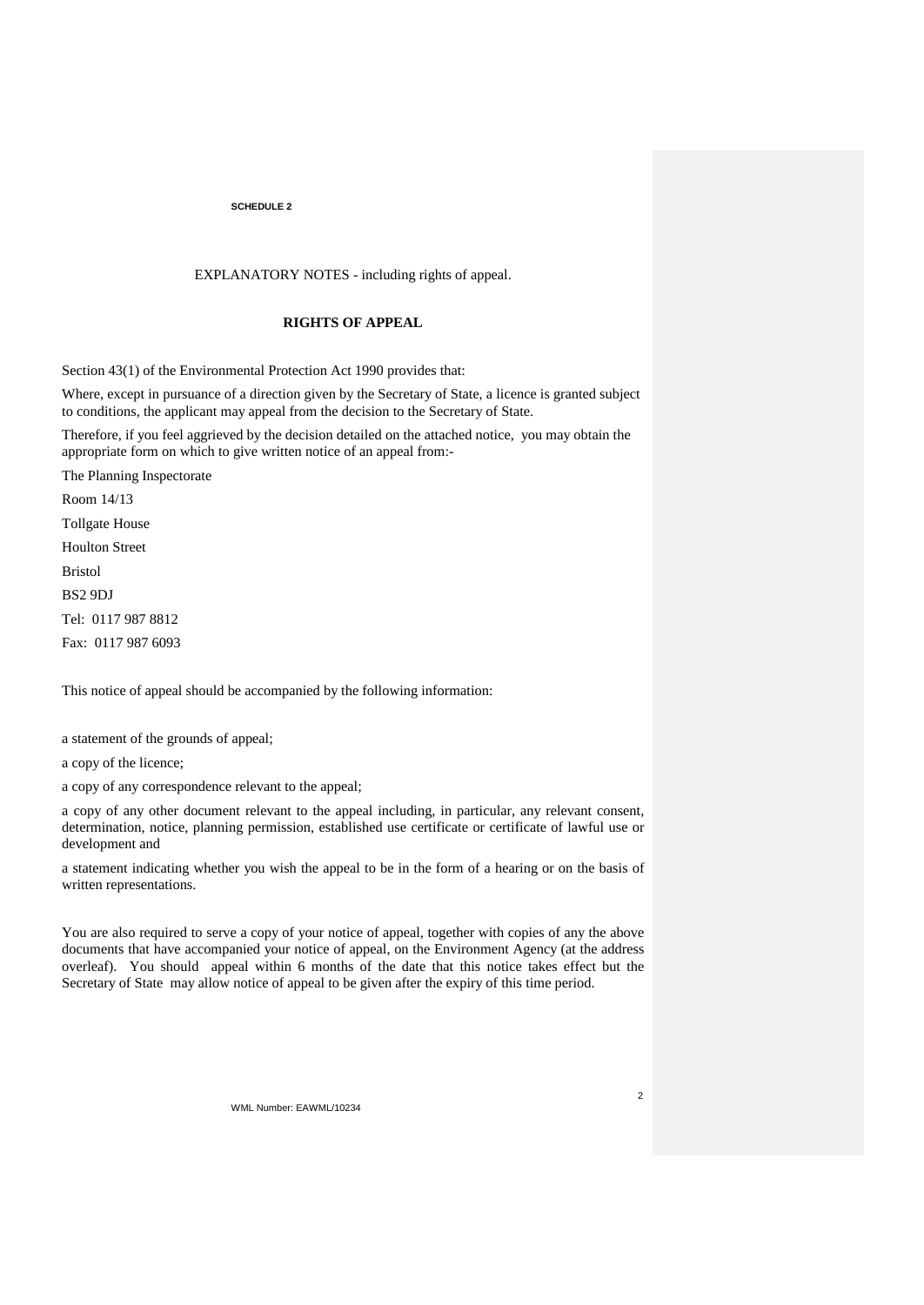**SCHEDULE 2**

EXPLANATORY NOTES - including rights of appeal.

## RIGHTS OF APPEAL

Section 43(1) of the Environmental Protection Act 1990 provides that:

Where, except in pursuance of a direction given by the Secretary of State, a licence is granted subject to conditions, the applicant may appeal from the decision to the Secretary of State.

Therefore, if you feel aggrieved by the decision detailed on the attached notice, you may obtain the appropriate form on which to give written notice of an appeal from:-

The Planning Inspectorate

Room 14/13

Tollgate House

Houlton Street

Bristol

BS2 9DJ

Tel: 0117 987 8812

Fax: 0117 987 6093

This notice of appeal should be accompanied by the following information:

a statement of the grounds of appeal;

a copy of the licence;

a copy of any correspondence relevant to the appeal;

a copy of any other document relevant to the appeal including, in particular, any relevant consent, determination, notice, planning permission, established use certificate or certificate of lawful use or development and

a statement indicating whether you wish the appeal to be in the form of a hearing or on the basis of written representations.

You are also required to serve a copy of your notice of appeal, together with copies of any the above documents that have accompanied your notice of appeal, on the Environment Agency (at the address overleaf). You should appeal within 6 months of the date that this notice takes effect but the Secretary of State may allow notice of appeal to be given after the expiry of this time period.

WML Number: EAWML/10234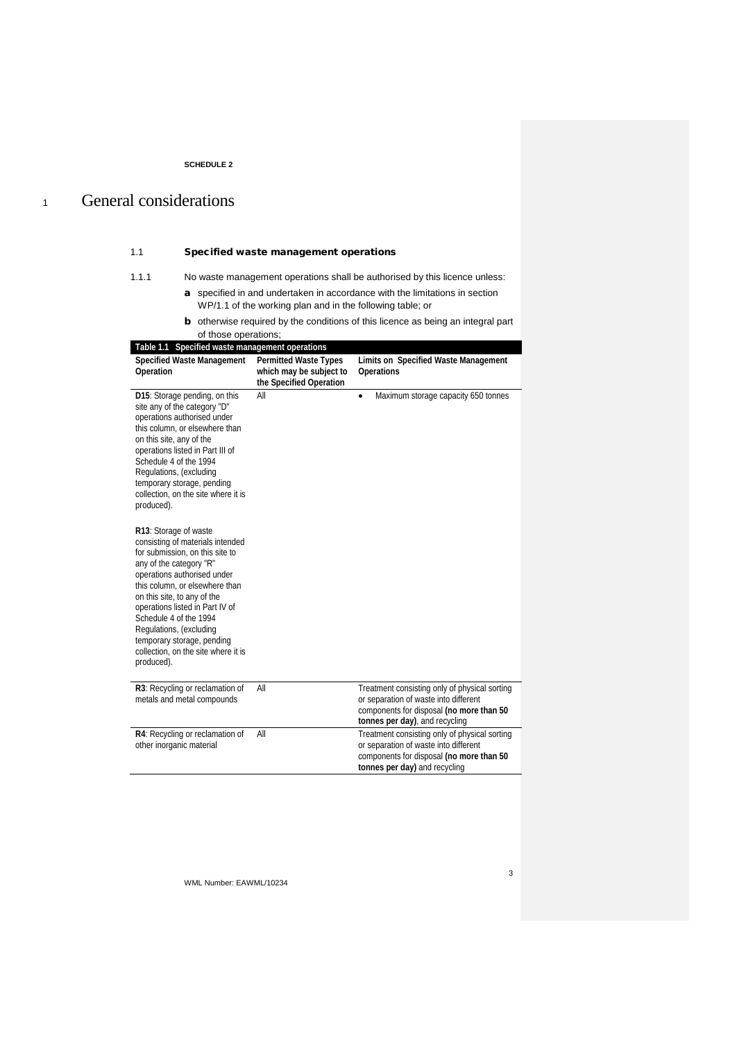**SCHEDULE 2**

# 1 General considerations

## 1.1 Specified waste management operations

1.1.1 No waste management operations shall be authorised by this licence unless:

**a** specified in and undertaken in accordance with the limitations in section WP/1.1 of the working plan and in the following table; or

**b** otherwise required by the conditions of this licence as being an integral part of those operations;

**Table 1.1 Specified waste management operations**

| Specified Waste Management Operation | Permitted Waste Types which may be subject to the Specified Operation | Limits on Specified Waste Management Operations |
|---|---|---|
| **D15**: Storage pending, on this site any of the category "D" operations authorised under this column, or elsewhere than on this site, any of the operations listed in Part III of Schedule 4 of the 1994 Regulations, (excluding temporary storage, pending collection, on the site where it is produced).<br><br>**R13**: Storage of waste consisting of materials intended for submission, on this site to any of the category "R" operations authorised under this column, or elsewhere than on this site, to any of the operations listed in Part IV of Schedule 4 of the 1994 Regulations, (excluding temporary storage, pending collection, on the site where it is produced). | All | • Maximum storage capacity 650 tonnes |
| **R3**: Recycling or reclamation of metals and metal compounds | All | Treatment consisting only of physical sorting or separation of waste into different components for disposal **(no more than 50 tonnes per day)**, and recycling |
| **R4**: Recycling or reclamation of other inorganic material | All | Treatment consisting only of physical sorting or separation of waste into different components for disposal **(no more than 50 tonnes per day)** and recycling |

WML Number: EAWML/10234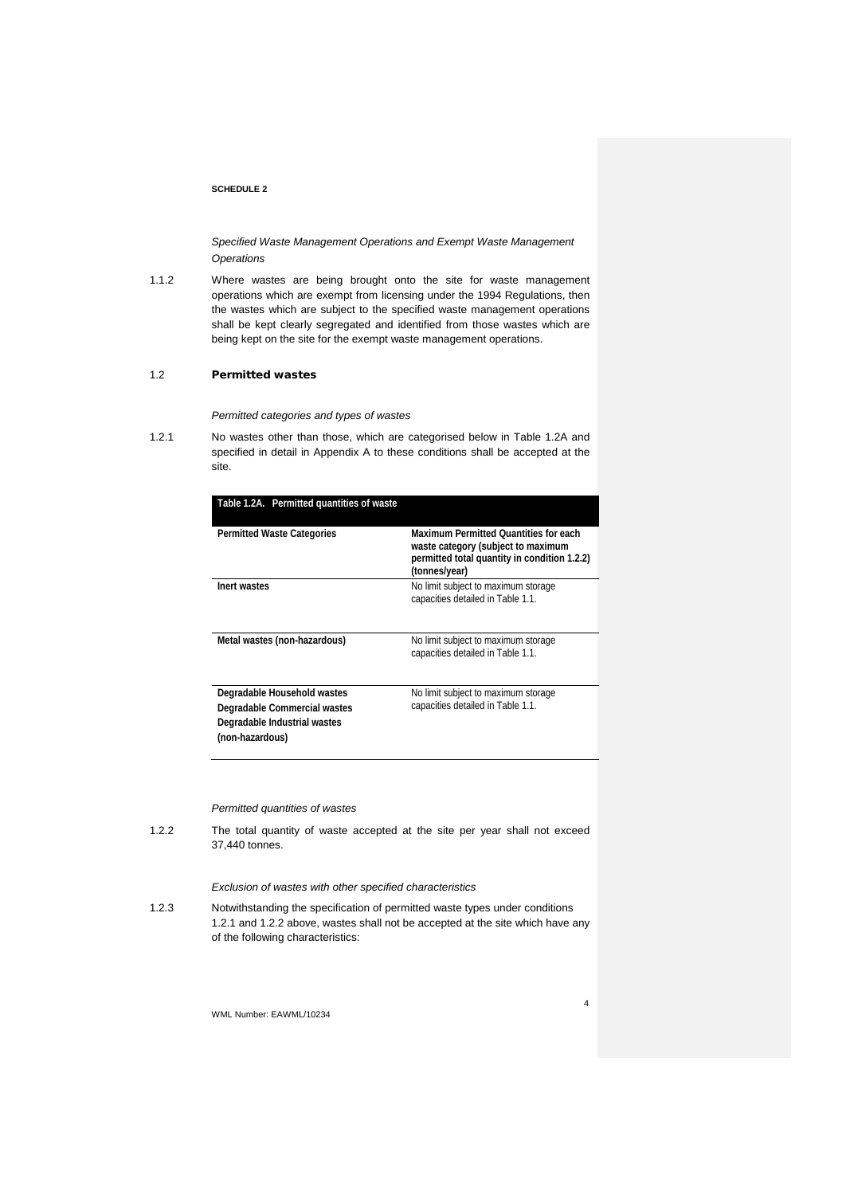**SCHEDULE 2**

*Specified Waste Management Operations and Exempt Waste Management Operations*

1.1.2 Where wastes are being brought onto the site for waste management operations which are exempt from licensing under the 1994 Regulations, then the wastes which are subject to the specified waste management operations shall be kept clearly segregated and identified from those wastes which are being kept on the site for the exempt waste management operations.

## 1.2 Permitted wastes

*Permitted categories and types of wastes*

1.2.1 No wastes other than those, which are categorised below in Table 1.2A and specified in detail in Appendix A to these conditions shall be accepted at the site.

**Table 1.2A. Permitted quantities of waste**

| Permitted Waste Categories | Maximum Permitted Quantities for each waste category (subject to maximum permitted total quantity in condition 1.2.2) (tonnes/year) |
|---|---|
| Inert wastes | No limit subject to maximum storage capacities detailed in Table 1.1. |
| Metal wastes (non-hazardous) | No limit subject to maximum storage capacities detailed in Table 1.1. |
| Degradable Household wastes<br>Degradable Commercial wastes<br>Degradable Industrial wastes<br>(non-hazardous) | No limit subject to maximum storage capacities detailed in Table 1.1. |

*Permitted quantities of wastes*

1.2.2 The total quantity of waste accepted at the site per year shall not exceed 37,440 tonnes.

*Exclusion of wastes with other specified characteristics*

1.2.3 Notwithstanding the specification of permitted waste types under conditions 1.2.1 and 1.2.2 above, wastes shall not be accepted at the site which have any of the following characteristics: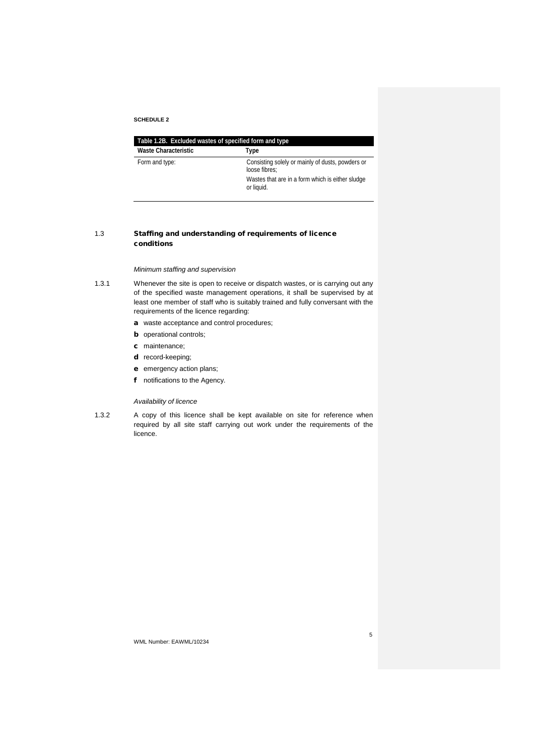**SCHEDULE 2**

| Table 1.2B. Excluded wastes of specified form and type | |
|---|---|
| **Waste Characteristic** | **Type** |
| Form and type: | Consisting solely or mainly of dusts, powders or loose fibres;<br>Wastes that are in a form which is either sludge or liquid. |

## 1.3 Staffing and understanding of requirements of licence conditions

*Minimum staffing and supervision*

1.3.1 Whenever the site is open to receive or dispatch wastes, or is carrying out any of the specified waste management operations, it shall be supervised by at least one member of staff who is suitably trained and fully conversant with the requirements of the licence regarding:

- **a** waste acceptance and control procedures;
- **b** operational controls;
- **c** maintenance;
- **d** record-keeping;
- **e** emergency action plans;
- **f** notifications to the Agency.

*Availability of licence*

1.3.2 A copy of this licence shall be kept available on site for reference when required by all site staff carrying out work under the requirements of the licence.

WML Number: EAWML/10234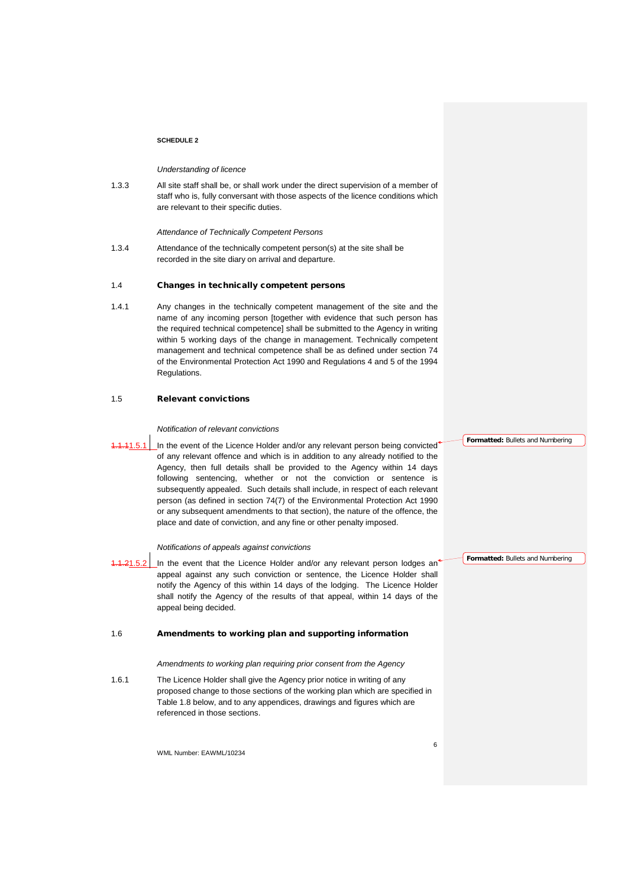**SCHEDULE 2**

*Understanding of licence*

1.3.3 All site staff shall be, or shall work under the direct supervision of a member of staff who is, fully conversant with those aspects of the licence conditions which are relevant to their specific duties.

*Attendance of Technically Competent Persons*

1.3.4 Attendance of the technically competent person(s) at the site shall be recorded in the site diary on arrival and departure.

## 1.4 Changes in technically competent persons

1.4.1 Any changes in the technically competent management of the site and the name of any incoming person [together with evidence that such person has the required technical competence] shall be submitted to the Agency in writing within 5 working days of the change in management. Technically competent management and technical competence shall be as defined under section 74 of the Environmental Protection Act 1990 and Regulations 4 and 5 of the 1994 Regulations.

## 1.5 Relevant convictions

*Notification of relevant convictions*

1.5.1 In the event of the Licence Holder and/or any relevant person being convicted of any relevant offence and which is in addition to any already notified to the Agency, then full details shall be provided to the Agency within 14 days following sentencing, whether or not the conviction or sentence is subsequently appealed. Such details shall include, in respect of each relevant person (as defined in section 74(7) of the Environmental Protection Act 1990 or any subsequent amendments to that section), the nature of the offence, the place and date of conviction, and any fine or other penalty imposed.

*Notifications of appeals against convictions*

1.5.2 In the event that the Licence Holder and/or any relevant person lodges an appeal against any such conviction or sentence, the Licence Holder shall notify the Agency of this within 14 days of the lodging. The Licence Holder shall notify the Agency of the results of that appeal, within 14 days of the appeal being decided.

## 1.6 Amendments to working plan and supporting information

*Amendments to working plan requiring prior consent from the Agency*

1.6.1 The Licence Holder shall give the Agency prior notice in writing of any proposed change to those sections of the working plan which are specified in Table 1.8 below, and to any appendices, drawings and figures which are referenced in those sections.

WML Number: EAWML/10234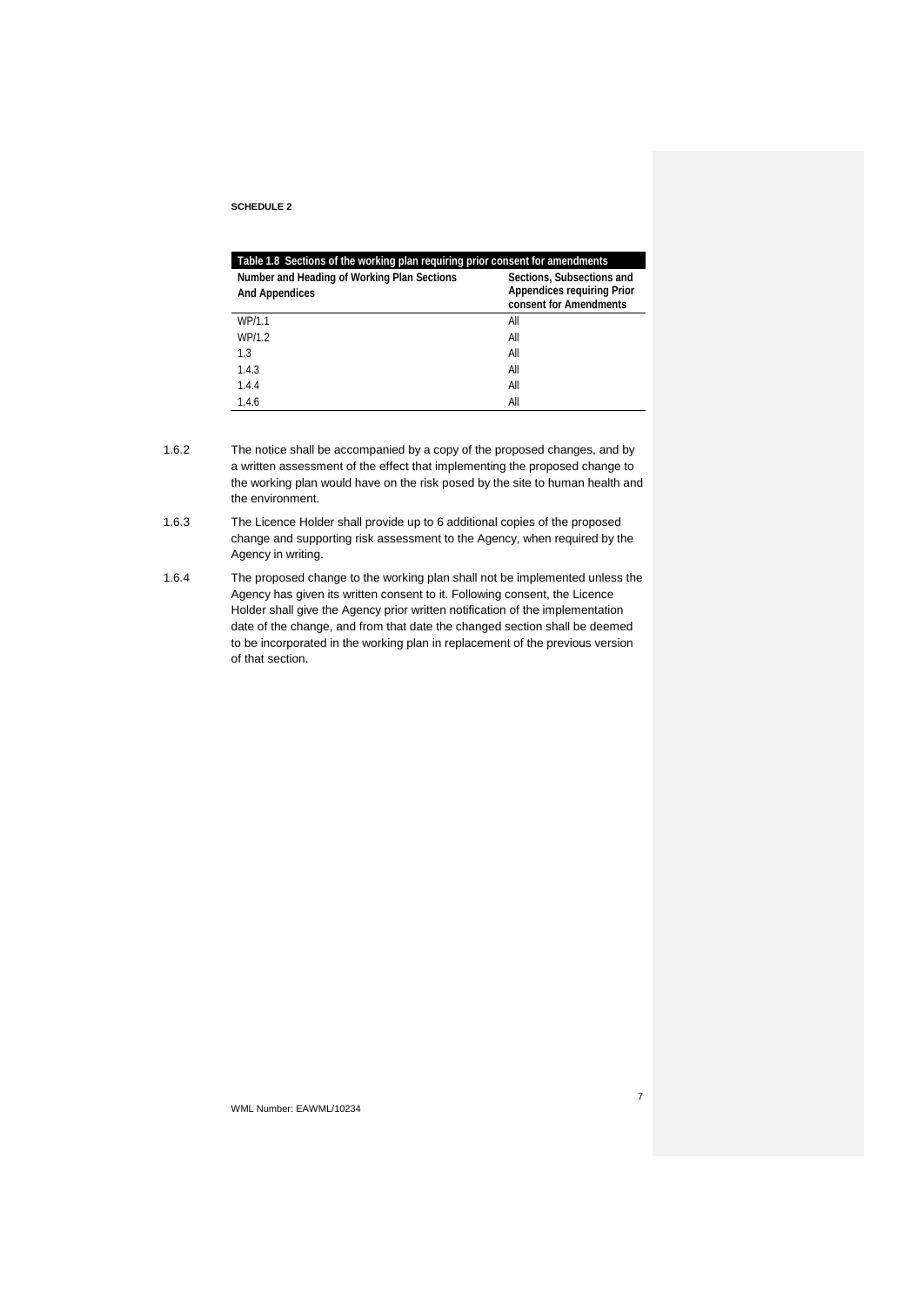**SCHEDULE 2**

| Table 1.8 Sections of the working plan requiring prior consent for amendments | |
|---|---|
| **Number and Heading of Working Plan Sections And Appendices** | **Sections, Subsections and Appendices requiring Prior consent for Amendments** |
| WP/1.1 | All |
| WP/1.2 | All |
| 1.3 | All |
| 1.4.3 | All |
| 1.4.4 | All |
| 1.4.6 | All |

1.6.2 The notice shall be accompanied by a copy of the proposed changes, and by a written assessment of the effect that implementing the proposed change to the working plan would have on the risk posed by the site to human health and the environment.

1.6.3 The Licence Holder shall provide up to 6 additional copies of the proposed change and supporting risk assessment to the Agency, when required by the Agency in writing.

1.6.4 The proposed change to the working plan shall not be implemented unless the Agency has given its written consent to it. Following consent, the Licence Holder shall give the Agency prior written notification of the implementation date of the change, and from that date the changed section shall be deemed to be incorporated in the working plan in replacement of the previous version of that section.

WML Number: EAWML/10234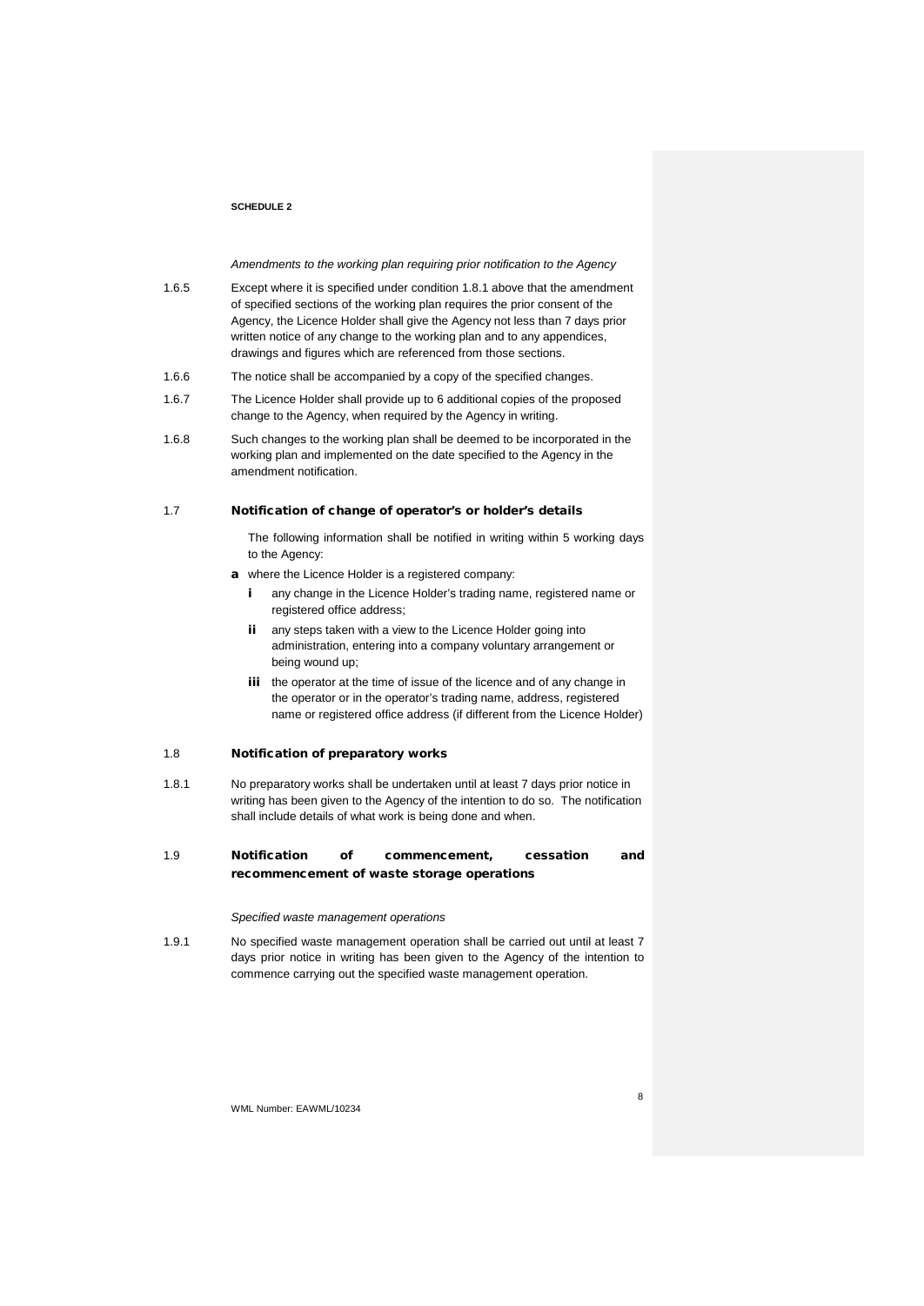**SCHEDULE 2**

*Amendments to the working plan requiring prior notification to the Agency*

1.6.5 Except where it is specified under condition 1.8.1 above that the amendment of specified sections of the working plan requires the prior consent of the Agency, the Licence Holder shall give the Agency not less than 7 days prior written notice of any change to the working plan and to any appendices, drawings and figures which are referenced from those sections.

1.6.6 The notice shall be accompanied by a copy of the specified changes.

1.6.7 The Licence Holder shall provide up to 6 additional copies of the proposed change to the Agency, when required by the Agency in writing.

1.6.8 Such changes to the working plan shall be deemed to be incorporated in the working plan and implemented on the date specified to the Agency in the amendment notification.

### 1.7 Notification of change of operator's or holder's details

The following information shall be notified in writing within 5 working days to the Agency:

**a** where the Licence Holder is a registered company:

- **i** any change in the Licence Holder's trading name, registered name or registered office address;
- **ii** any steps taken with a view to the Licence Holder going into administration, entering into a company voluntary arrangement or being wound up;
- **iii** the operator at the time of issue of the licence and of any change in the operator or in the operator's trading name, address, registered name or registered office address (if different from the Licence Holder)

### 1.8 Notification of preparatory works

1.8.1 No preparatory works shall be undertaken until at least 7 days prior notice in writing has been given to the Agency of the intention to do so. The notification shall include details of what work is being done and when.

### 1.9 Notification of commencement, cessation and recommencement of waste storage operations

*Specified waste management operations*

1.9.1 No specified waste management operation shall be carried out until at least 7 days prior notice in writing has been given to the Agency of the intention to commence carrying out the specified waste management operation.

WML Number: EAWML/10234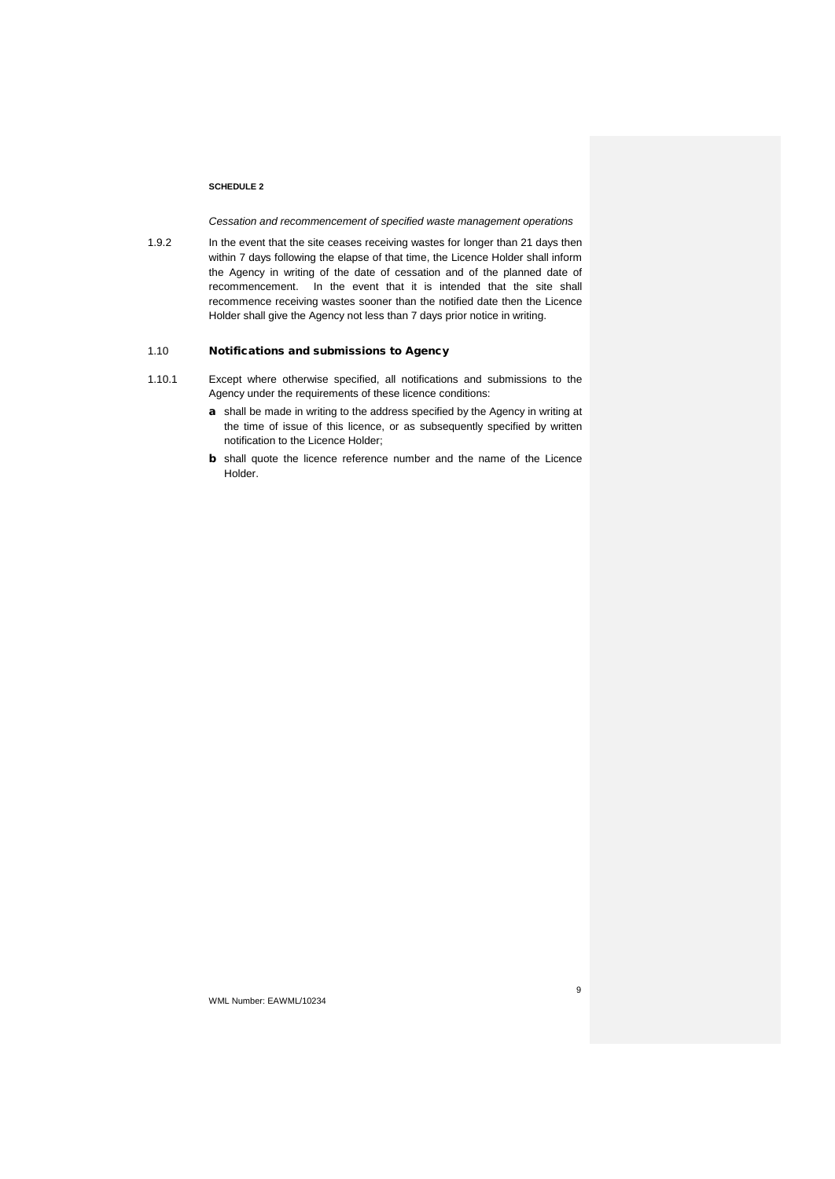**SCHEDULE 2**

*Cessation and recommencement of specified waste management operations*

1.9.2 In the event that the site ceases receiving wastes for longer than 21 days then within 7 days following the elapse of that time, the Licence Holder shall inform the Agency in writing of the date of cessation and of the planned date of recommencement. In the event that it is intended that the site shall recommence receiving wastes sooner than the notified date then the Licence Holder shall give the Agency not less than 7 days prior notice in writing.

### 1.10 Notifications and submissions to Agency

1.10.1 Except where otherwise specified, all notifications and submissions to the Agency under the requirements of these licence conditions:

**a** shall be made in writing to the address specified by the Agency in writing at the time of issue of this licence, or as subsequently specified by written notification to the Licence Holder;

**b** shall quote the licence reference number and the name of the Licence Holder.

WML Number: EAWML/10234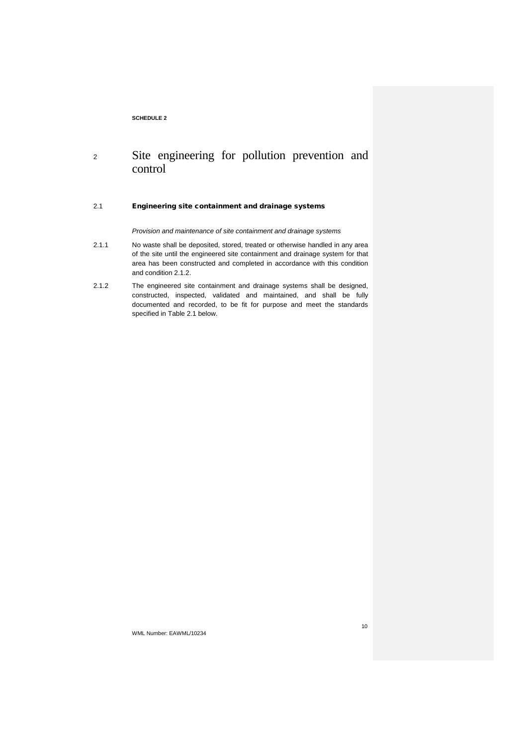**SCHEDULE 2**

# 2 Site engineering for pollution prevention and control

## 2.1 Engineering site containment and drainage systems

*Provision and maintenance of site containment and drainage systems*

2.1.1 No waste shall be deposited, stored, treated or otherwise handled in any area of the site until the engineered site containment and drainage system for that area has been constructed and completed in accordance with this condition and condition 2.1.2.

2.1.2 The engineered site containment and drainage systems shall be designed, constructed, inspected, validated and maintained, and shall be fully documented and recorded, to be fit for purpose and meet the standards specified in Table 2.1 below.

WML Number: EAWML/10234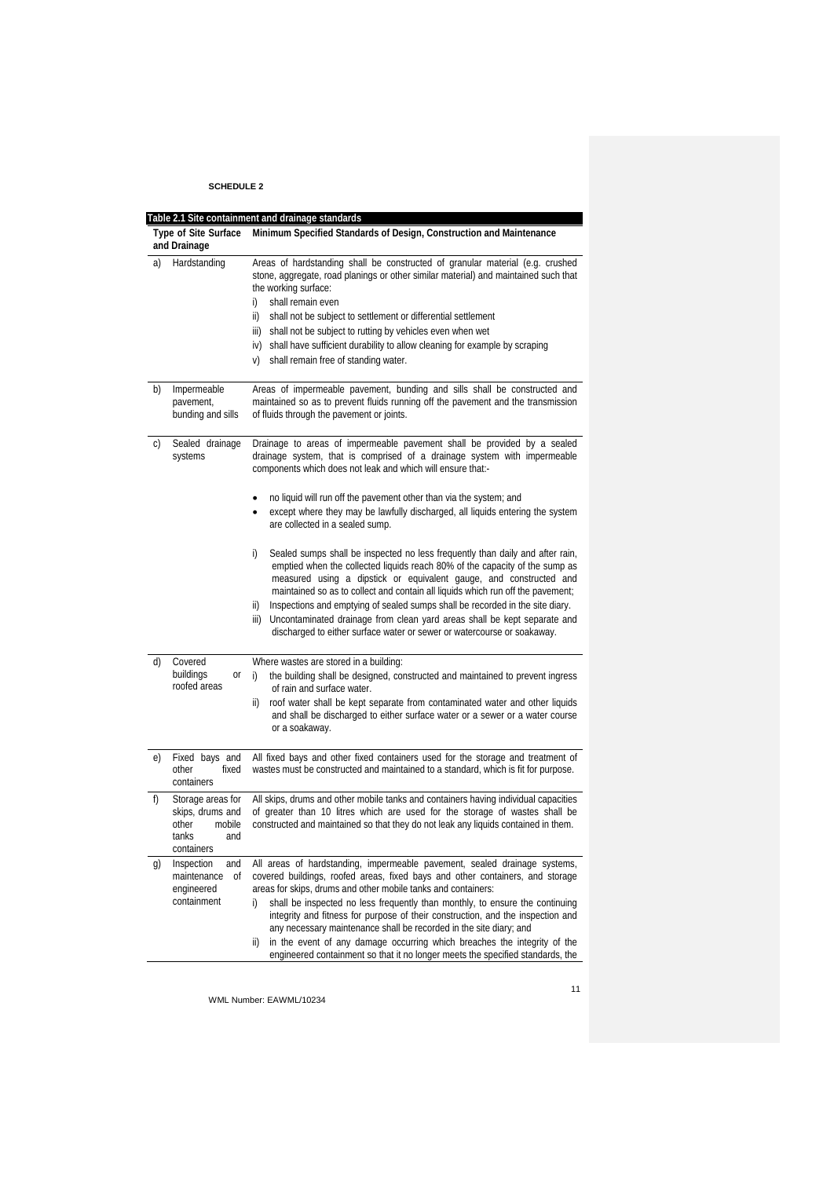**SCHEDULE 2**

| Table 2.1 Site containment and drainage standards | |
|---|---|
| **Type of Site Surface and Drainage** | **Minimum Specified Standards of Design, Construction and Maintenance** |
| a) Hardstanding | Areas of hardstanding shall be constructed of granular material (e.g. crushed stone, aggregate, road planings or other similar material) and maintained such that the working surface:<br>i) shall remain even<br>ii) shall not be subject to settlement or differential settlement<br>iii) shall not be subject to rutting by vehicles even when wet<br>iv) shall have sufficient durability to allow cleaning for example by scraping<br>v) shall remain free of standing water. |
| b) Impermeable pavement, bunding and sills | Areas of impermeable pavement, bunding and sills shall be constructed and maintained so as to prevent fluids running off the pavement and the transmission of fluids through the pavement or joints. |
| c) Sealed drainage systems | Drainage to areas of impermeable pavement shall be provided by a sealed drainage system, that is comprised of a drainage system with impermeable components which does not leak and which will ensure that:-<br>• no liquid will run off the pavement other than via the system; and<br>• except where they may be lawfully discharged, all liquids entering the system are collected in a sealed sump.<br>i) Sealed sumps shall be inspected no less frequently than daily and after rain, emptied when the collected liquids reach 80% of the capacity of the sump as measured using a dipstick or equivalent gauge, and constructed and maintained so as to collect and contain all liquids which run off the pavement;<br>ii) Inspections and emptying of sealed sumps shall be recorded in the site diary.<br>iii) Uncontaminated drainage from clean yard areas shall be kept separate and discharged to either surface water or sewer or watercourse or soakaway. |
| d) Covered buildings or roofed areas | Where wastes are stored in a building:<br>i) the building shall be designed, constructed and maintained to prevent ingress of rain and surface water.<br>ii) roof water shall be kept separate from contaminated water and other liquids and shall be discharged to either surface water or a sewer or a water course or a soakaway. |
| e) Fixed bays and other fixed containers | All fixed bays and other fixed containers used for the storage and treatment of wastes must be constructed and maintained to a standard, which is fit for purpose. |
| f) Storage areas for skips, drums and other mobile tanks and containers | All skips, drums and other mobile tanks and containers having individual capacities of greater than 10 litres which are used for the storage of wastes shall be constructed and maintained so that they do not leak any liquids contained in them. |
| g) Inspection and maintenance of engineered containment | All areas of hardstanding, impermeable pavement, sealed drainage systems, covered buildings, roofed areas, fixed bays and other containers, and storage areas for skips, drums and other mobile tanks and containers:<br>i) shall be inspected no less frequently than monthly, to ensure the continuing integrity and fitness for purpose of their construction, and the inspection and any necessary maintenance shall be recorded in the site diary; and<br>ii) in the event of any damage occurring which breaches the integrity of the engineered containment so that it no longer meets the specified standards, the |

WML Number: EAWML/10234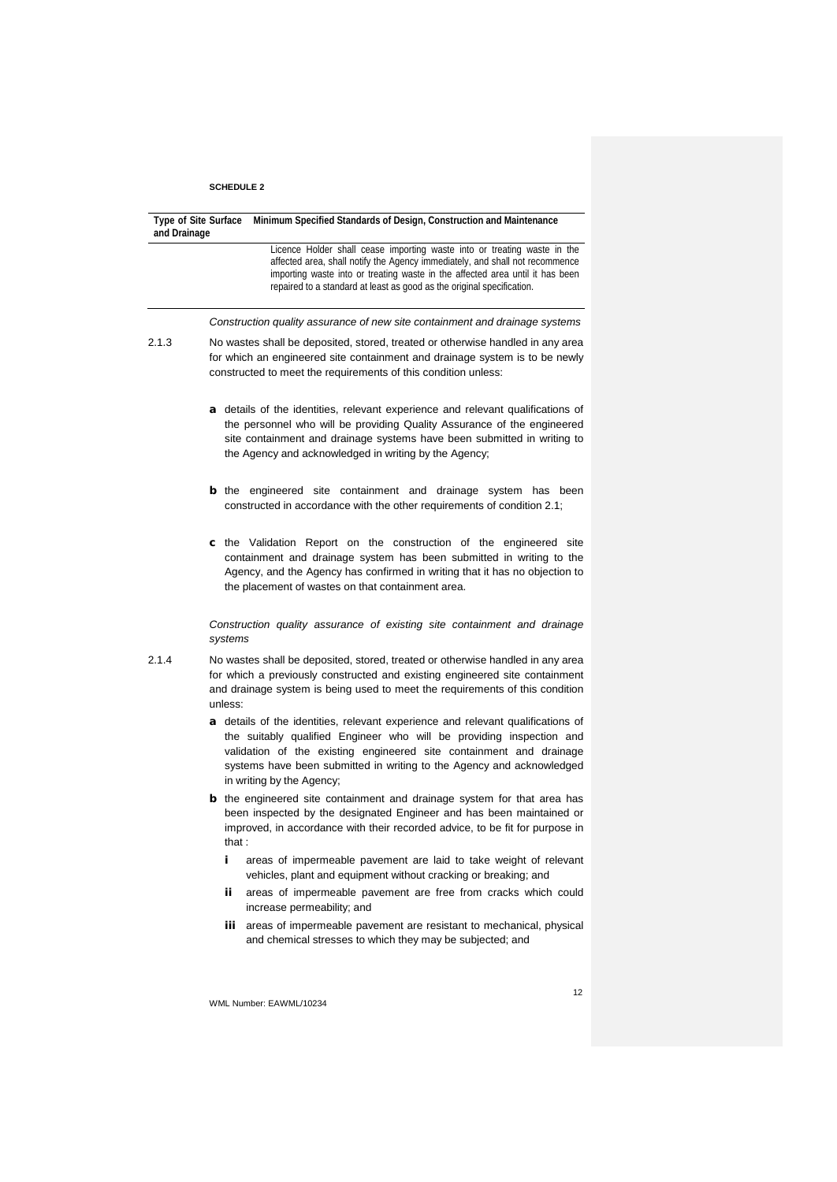**SCHEDULE 2**

| Type of Site Surface and Drainage | Minimum Specified Standards of Design, Construction and Maintenance |
|---|---|
| | Licence Holder shall cease importing waste into or treating waste in the affected area, shall notify the Agency immediately, and shall not recommence importing waste into or treating waste in the affected area until it has been repaired to a standard at least as good as the original specification. |

*Construction quality assurance of new site containment and drainage systems*

2.1.3 No wastes shall be deposited, stored, treated or otherwise handled in any area for which an engineered site containment and drainage system is to be newly constructed to meet the requirements of this condition unless:

**a** details of the identities, relevant experience and relevant qualifications of the personnel who will be providing Quality Assurance of the engineered site containment and drainage systems have been submitted in writing to the Agency and acknowledged in writing by the Agency;

**b** the engineered site containment and drainage system has been constructed in accordance with the other requirements of condition 2.1;

**c** the Validation Report on the construction of the engineered site containment and drainage system has been submitted in writing to the Agency, and the Agency has confirmed in writing that it has no objection to the placement of wastes on that containment area.

*Construction quality assurance of existing site containment and drainage systems*

2.1.4 No wastes shall be deposited, stored, treated or otherwise handled in any area for which a previously constructed and existing engineered site containment and drainage system is being used to meet the requirements of this condition unless:

**a** details of the identities, relevant experience and relevant qualifications of the suitably qualified Engineer who will be providing inspection and validation of the existing engineered site containment and drainage systems have been submitted in writing to the Agency and acknowledged in writing by the Agency;

**b** the engineered site containment and drainage system for that area has been inspected by the designated Engineer and has been maintained or improved, in accordance with their recorded advice, to be fit for purpose in that :

- **i** areas of impermeable pavement are laid to take weight of relevant vehicles, plant and equipment without cracking or breaking; and
- **ii** areas of impermeable pavement are free from cracks which could increase permeability; and
- **iii** areas of impermeable pavement are resistant to mechanical, physical and chemical stresses to which they may be subjected; and

WML Number: EAWML/10234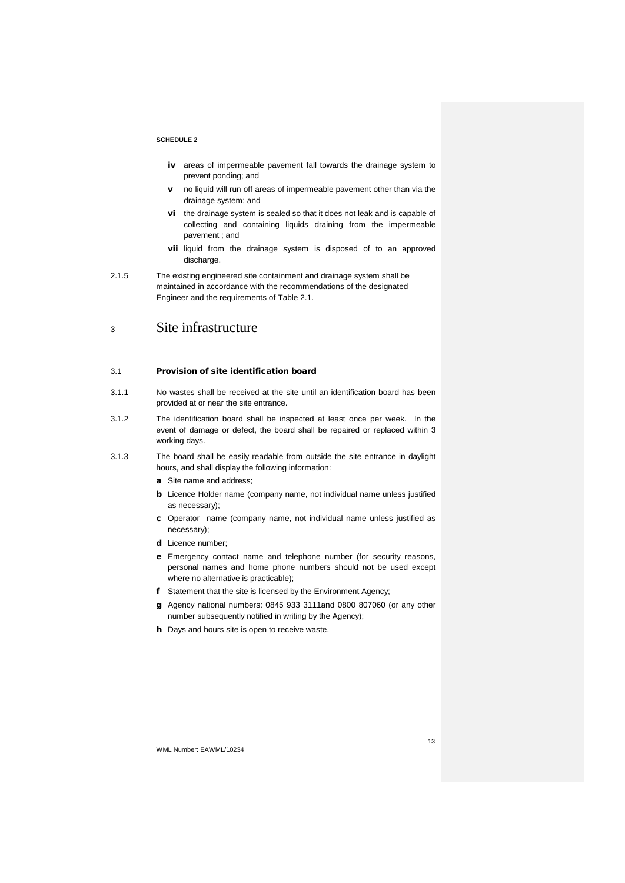- **iv** areas of impermeable pavement fall towards the drainage system to prevent ponding; and
- **v** no liquid will run off areas of impermeable pavement other than via the drainage system; and
- **vi** the drainage system is sealed so that it does not leak and is capable of collecting and containing liquids draining from the impermeable pavement ; and
- **vii** liquid from the drainage system is disposed of to an approved discharge.

2.1.5 The existing engineered site containment and drainage system shall be maintained in accordance with the recommendations of the designated Engineer and the requirements of Table 2.1.

# 3 Site infrastructure

## 3.1 Provision of site identification board

3.1.1 No wastes shall be received at the site until an identification board has been provided at or near the site entrance.

3.1.2 The identification board shall be inspected at least once per week. In the event of damage or defect, the board shall be repaired or replaced within 3 working days.

3.1.3 The board shall be easily readable from outside the site entrance in daylight hours, and shall display the following information:

- **a** Site name and address;
- **b** Licence Holder name (company name, not individual name unless justified as necessary);
- **c** Operator name (company name, not individual name unless justified as necessary);
- **d** Licence number;
- **e** Emergency contact name and telephone number (for security reasons, personal names and home phone numbers should not be used except where no alternative is practicable);
- **f** Statement that the site is licensed by the Environment Agency;
- **g** Agency national numbers: 0845 933 3111and 0800 807060 (or any other number subsequently notified in writing by the Agency);
- **h** Days and hours site is open to receive waste.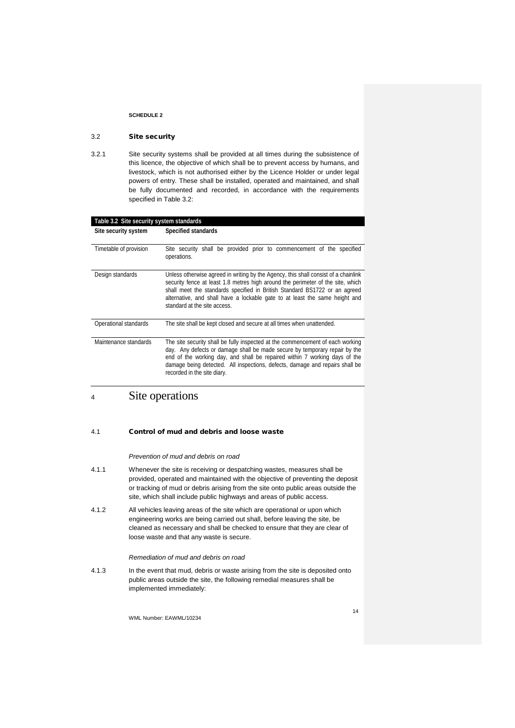**SCHEDULE 2**

### 3.2 Site security

3.2.1 Site security systems shall be provided at all times during the subsistence of this licence, the objective of which shall be to prevent access by humans, and livestock, which is not authorised either by the Licence Holder or under legal powers of entry. These shall be installed, operated and maintained, and shall be fully documented and recorded, in accordance with the requirements specified in Table 3.2:

**Table 3.2 Site security system standards**

| Site security system | Specified standards |
|---|---|
| Timetable of provision | Site security shall be provided prior to commencement of the specified operations. |
| Design standards | Unless otherwise agreed in writing by the Agency, this shall consist of a chainlink security fence at least 1.8 metres high around the perimeter of the site, which shall meet the standards specified in British Standard BS1722 or an agreed alternative, and shall have a lockable gate to at least the same height and standard at the site access. |
| Operational standards | The site shall be kept closed and secure at all times when unattended. |
| Maintenance standards | The site security shall be fully inspected at the commencement of each working day. Any defects or damage shall be made secure by temporary repair by the end of the working day, and shall be repaired within 7 working days of the damage being detected. All inspections, defects, damage and repairs shall be recorded in the site diary. |

## 4 Site operations

### 4.1 Control of mud and debris and loose waste

*Prevention of mud and debris on road*

4.1.1 Whenever the site is receiving or despatching wastes, measures shall be provided, operated and maintained with the objective of preventing the deposit or tracking of mud or debris arising from the site onto public areas outside the site, which shall include public highways and areas of public access.

4.1.2 All vehicles leaving areas of the site which are operational or upon which engineering works are being carried out shall, before leaving the site, be cleaned as necessary and shall be checked to ensure that they are clear of loose waste and that any waste is secure.

*Remediation of mud and debris on road*

4.1.3 In the event that mud, debris or waste arising from the site is deposited onto public areas outside the site, the following remedial measures shall be implemented immediately:

WML Number: EAWML/10234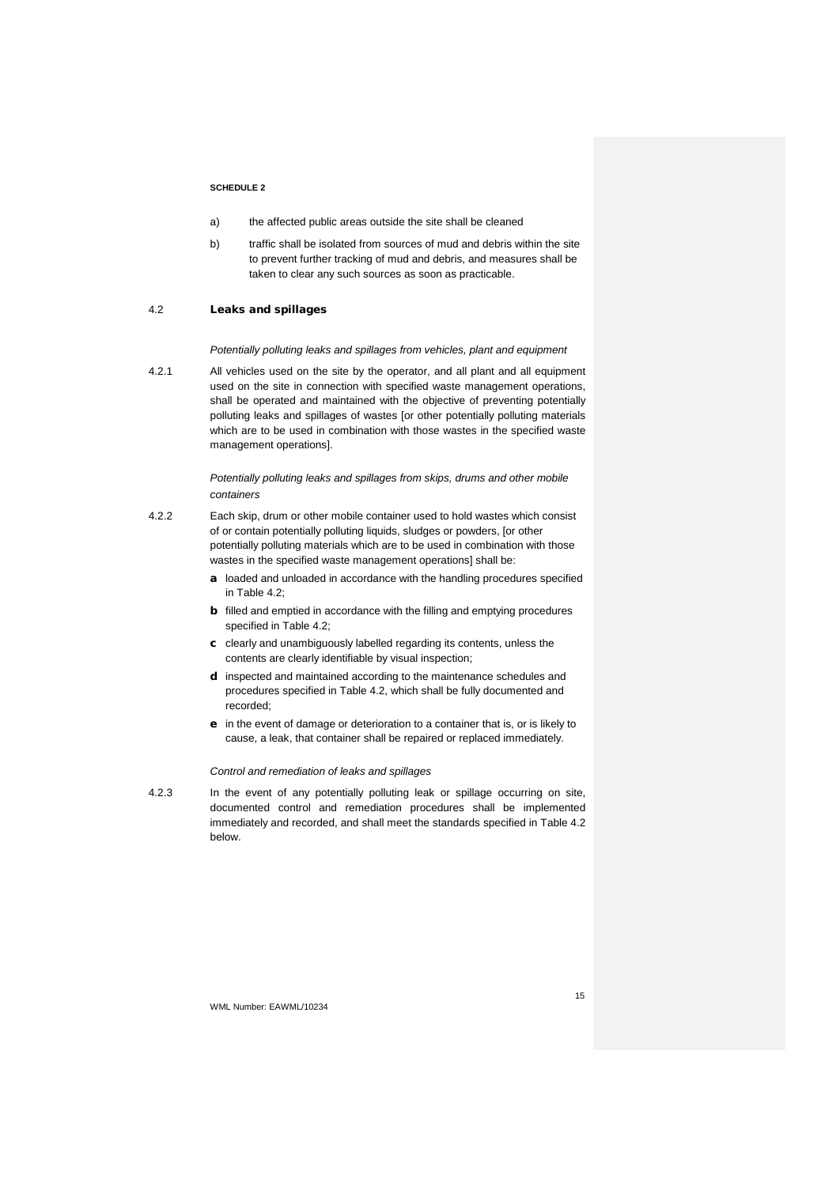**SCHEDULE 2**

a) the affected public areas outside the site shall be cleaned

b) traffic shall be isolated from sources of mud and debris within the site to prevent further tracking of mud and debris, and measures shall be taken to clear any such sources as soon as practicable.

## 4.2 Leaks and spillages

*Potentially polluting leaks and spillages from vehicles, plant and equipment*

4.2.1 All vehicles used on the site by the operator, and all plant and all equipment used on the site in connection with specified waste management operations, shall be operated and maintained with the objective of preventing potentially polluting leaks and spillages of wastes [or other potentially polluting materials which are to be used in combination with those wastes in the specified waste management operations].

*Potentially polluting leaks and spillages from skips, drums and other mobile containers*

4.2.2 Each skip, drum or other mobile container used to hold wastes which consist of or contain potentially polluting liquids, sludges or powders, [or other potentially polluting materials which are to be used in combination with those wastes in the specified waste management operations] shall be:

- **a** loaded and unloaded in accordance with the handling procedures specified in Table 4.2;
- **b** filled and emptied in accordance with the filling and emptying procedures specified in Table 4.2;
- **c** clearly and unambiguously labelled regarding its contents, unless the contents are clearly identifiable by visual inspection;
- **d** inspected and maintained according to the maintenance schedules and procedures specified in Table 4.2, which shall be fully documented and recorded;
- **e** in the event of damage or deterioration to a container that is, or is likely to cause, a leak, that container shall be repaired or replaced immediately.

*Control and remediation of leaks and spillages*

4.2.3 In the event of any potentially polluting leak or spillage occurring on site, documented control and remediation procedures shall be implemented immediately and recorded, and shall meet the standards specified in Table 4.2 below.

WML Number: EAWML/10234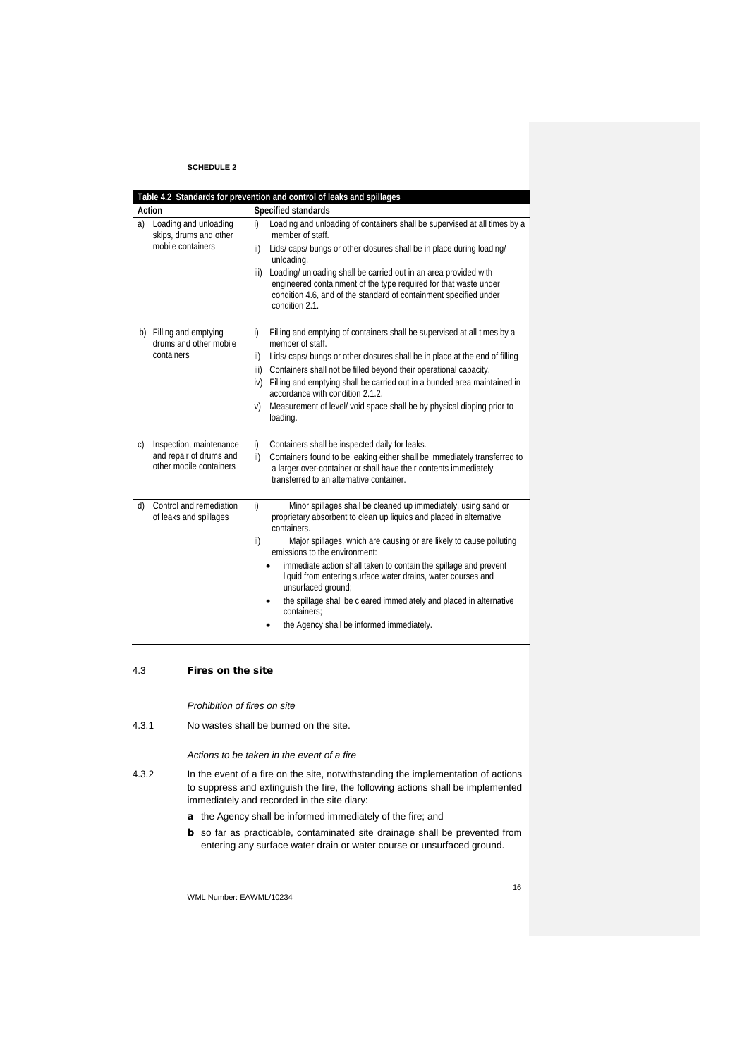**SCHEDULE 2**

| **Table 4.2 Standards for prevention and control of leaks and spillages** | |
|---|---|
| **Action** | **Specified standards** |
| a) Loading and unloading skips, drums and other mobile containers | i) Loading and unloading of containers shall be supervised at all times by a member of staff.<br>ii) Lids/ caps/ bungs or other closures shall be in place during loading/ unloading.<br>iii) Loading/ unloading shall be carried out in an area provided with engineered containment of the type required for that waste under condition 4.6, and of the standard of containment specified under condition 2.1. |
| b) Filling and emptying drums and other mobile containers | i) Filling and emptying of containers shall be supervised at all times by a member of staff.<br>ii) Lids/ caps/ bungs or other closures shall be in place at the end of filling<br>iii) Containers shall not be filled beyond their operational capacity.<br>iv) Filling and emptying shall be carried out in a bunded area maintained in accordance with condition 2.1.2.<br>v) Measurement of level/ void space shall be by physical dipping prior to loading. |
| c) Inspection, maintenance and repair of drums and other mobile containers | i) Containers shall be inspected daily for leaks.<br>ii) Containers found to be leaking either shall be immediately transferred to a larger over-container or shall have their contents immediately transferred to an alternative container. |
| d) Control and remediation of leaks and spillages | i) Minor spillages shall be cleaned up immediately, using sand or proprietary absorbent to clean up liquids and placed in alternative containers.<br>ii) Major spillages, which are causing or are likely to cause polluting emissions to the environment:<br>• immediate action shall taken to contain the spillage and prevent liquid from entering surface water drains, water courses and unsurfaced ground;<br>• the spillage shall be cleared immediately and placed in alternative containers;<br>• the Agency shall be informed immediately. |

## 4.3 Fires on the site

*Prohibition of fires on site*

4.3.1 No wastes shall be burned on the site.

*Actions to be taken in the event of a fire*

4.3.2 In the event of a fire on the site, notwithstanding the implementation of actions to suppress and extinguish the fire, the following actions shall be implemented immediately and recorded in the site diary:

**a** the Agency shall be informed immediately of the fire; and

**b** so far as practicable, contaminated site drainage shall be prevented from entering any surface water drain or water course or unsurfaced ground.

WML Number: EAWML/10234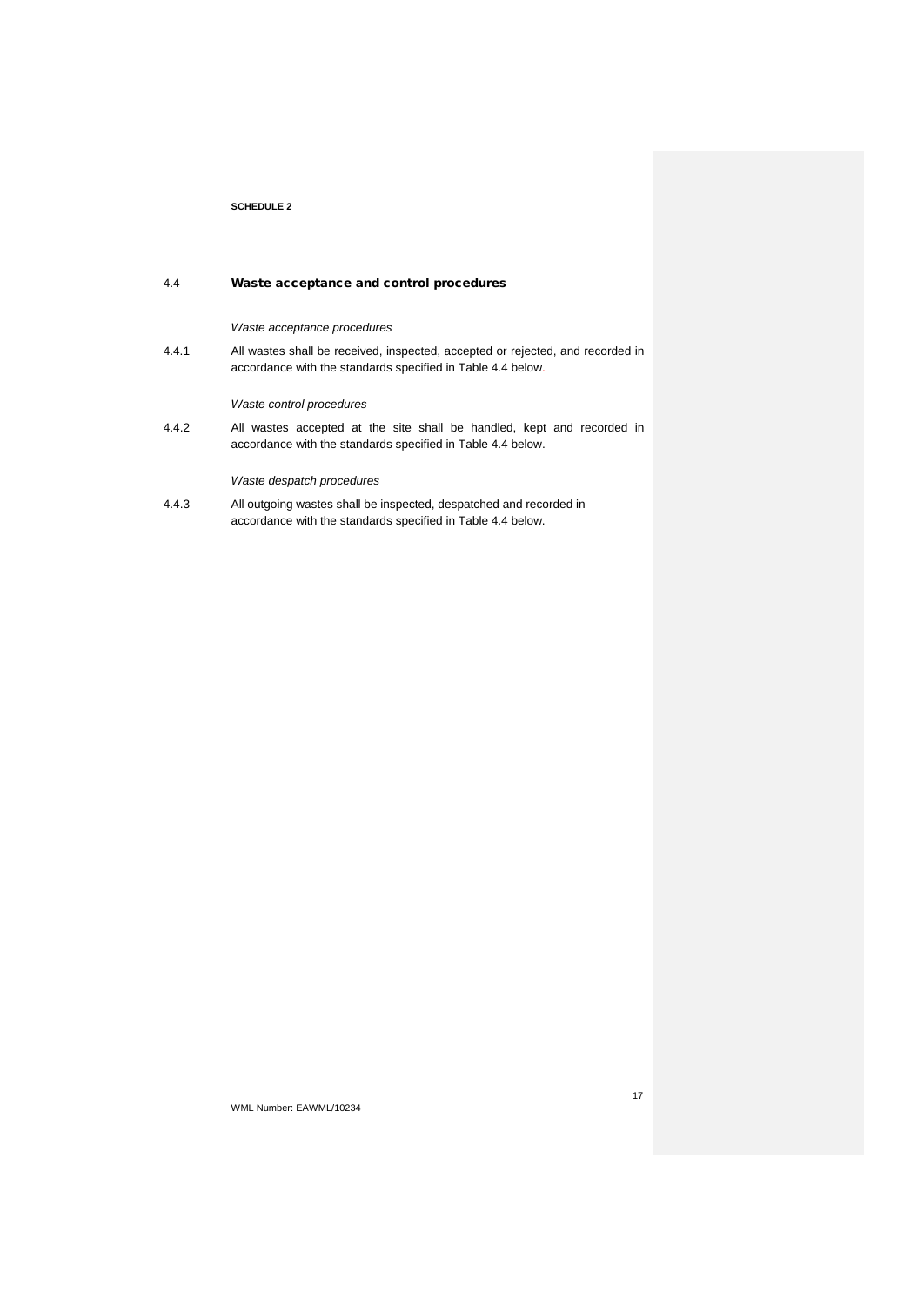**SCHEDULE 2**

## 4.4 Waste acceptance and control procedures

*Waste acceptance procedures*

4.4.1 All wastes shall be received, inspected, accepted or rejected, and recorded in accordance with the standards specified in Table 4.4 below.

*Waste control procedures*

4.4.2 All wastes accepted at the site shall be handled, kept and recorded in accordance with the standards specified in Table 4.4 below.

*Waste despatch procedures*

4.4.3 All outgoing wastes shall be inspected, despatched and recorded in accordance with the standards specified in Table 4.4 below.

WML Number: EAWML/10234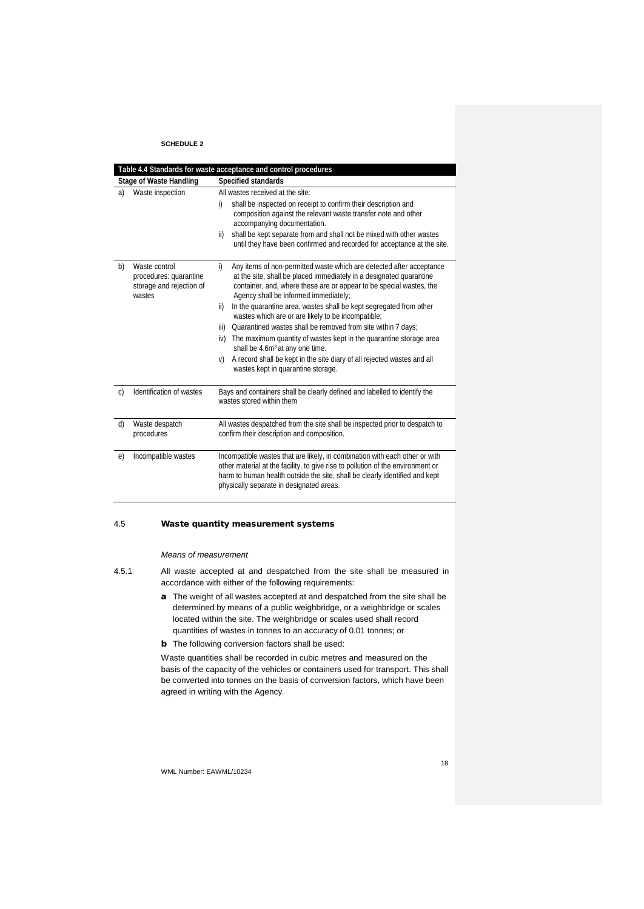**SCHEDULE 2**

| Table 4.4 Standards for waste acceptance and control procedures | |
|---|---|
| **Stage of Waste Handling** | **Specified standards** |
| a) Waste inspection | All wastes received at the site:<br>i) shall be inspected on receipt to confirm their description and composition against the relevant waste transfer note and other accompanying documentation.<br>ii) shall be kept separate from and shall not be mixed with other wastes until they have been confirmed and recorded for acceptance at the site. |
| b) Waste control procedures: quarantine storage and rejection of wastes | i) Any items of non-permitted waste which are detected after acceptance at the site, shall be placed immediately in a designated quarantine container, and, where these are or appear to be special wastes, the Agency shall be informed immediately;<br>ii) In the quarantine area, wastes shall be kept segregated from other wastes which are or are likely to be incompatible;<br>iii) Quarantined wastes shall be removed from site within 7 days;<br>iv) The maximum quantity of wastes kept in the quarantine storage area shall be 4.6m$^3$ at any one time.<br>v) A record shall be kept in the site diary of all rejected wastes and all wastes kept in quarantine storage. |
| c) Identification of wastes | Bays and containers shall be clearly defined and labelled to identify the wastes stored within them |
| d) Waste despatch procedures | All wastes despatched from the site shall be inspected prior to despatch to confirm their description and composition. |
| e) Incompatible wastes | Incompatible wastes that are likely, in combination with each other or with other material at the facility, to give rise to pollution of the environment or harm to human health outside the site, shall be clearly identified and kept physically separate in designated areas. |

## 4.5 Waste quantity measurement systems

*Means of measurement*

4.5.1 All waste accepted at and despatched from the site shall be measured in accordance with either of the following requirements:

**a** The weight of all wastes accepted at and despatched from the site shall be determined by means of a public weighbridge, or a weighbridge or scales located within the site. The weighbridge or scales used shall record quantities of wastes in tonnes to an accuracy of 0.01 tonnes; or

**b** The following conversion factors shall be used:

Waste quantities shall be recorded in cubic metres and measured on the basis of the capacity of the vehicles or containers used for transport. This shall be converted into tonnes on the basis of conversion factors, which have been agreed in writing with the Agency.

WML Number: EAWML/10234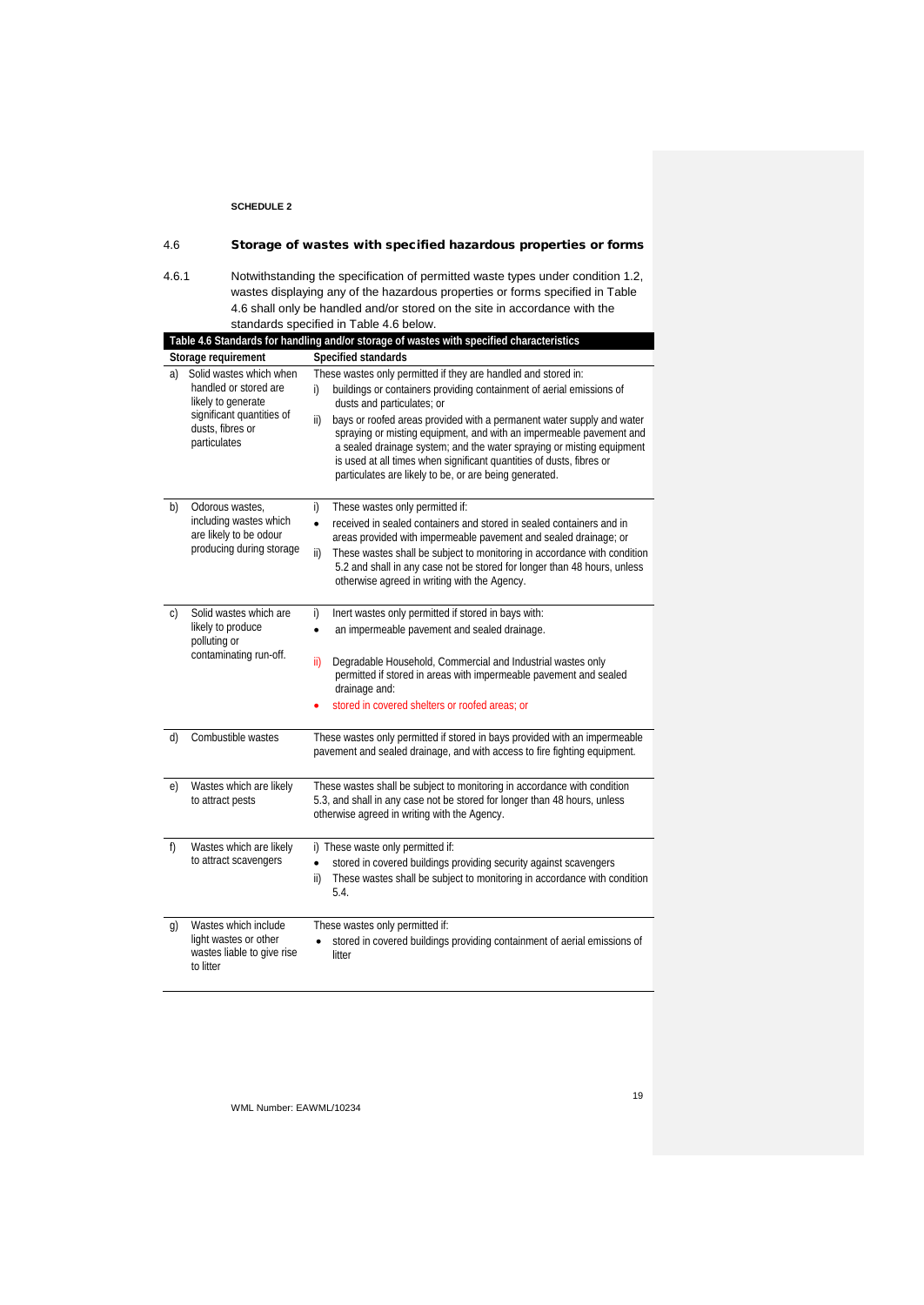**SCHEDULE 2**

## 4.6 Storage of wastes with specified hazardous properties or forms

4.6.1 Notwithstanding the specification of permitted waste types under condition 1.2, wastes displaying any of the hazardous properties or forms specified in Table 4.6 shall only be handled and/or stored on the site in accordance with the standards specified in Table 4.6 below.

**Table 4.6 Standards for handling and/or storage of wastes with specified characteristics**

| Storage requirement | Specified standards |
|---|---|
| a) Solid wastes which when handled or stored are likely to generate significant quantities of dusts, fibres or particulates | These wastes only permitted if they are handled and stored in:<br>i) buildings or containers providing containment of aerial emissions of dusts and particulates; or<br>ii) bays or roofed areas provided with a permanent water supply and water spraying or misting equipment, and with an impermeable pavement and a sealed drainage system; and the water spraying or misting equipment is used at all times when significant quantities of dusts, fibres or particulates are likely to be, or are being generated. |
| b) Odorous wastes, including wastes which are likely to be odour producing during storage | i) These wastes only permitted if:<br>• received in sealed containers and stored in sealed containers and in areas provided with impermeable pavement and sealed drainage; or<br>ii) These wastes shall be subject to monitoring in accordance with condition 5.2 and shall in any case not be stored for longer than 48 hours, unless otherwise agreed in writing with the Agency. |
| c) Solid wastes which are likely to produce polluting or contaminating run-off. | i) Inert wastes only permitted if stored in bays with:<br>• an impermeable pavement and sealed drainage.<br>ii) Degradable Household, Commercial and Industrial wastes only permitted if stored in areas with impermeable pavement and sealed drainage and:<br>• stored in covered shelters or roofed areas; or |
| d) Combustible wastes | These wastes only permitted if stored in bays provided with an impermeable pavement and sealed drainage, and with access to fire fighting equipment. |
| e) Wastes which are likely to attract pests | These wastes shall be subject to monitoring in accordance with condition 5.3, and shall in any case not be stored for longer than 48 hours, unless otherwise agreed in writing with the Agency. |
| f) Wastes which are likely to attract scavengers | i) These waste only permitted if:<br>• stored in covered buildings providing security against scavengers<br>ii) These wastes shall be subject to monitoring in accordance with condition 5.4. |
| g) Wastes which include light wastes or other wastes liable to give rise to litter | These wastes only permitted if:<br>• stored in covered buildings providing containment of aerial emissions of litter |

WML Number: EAWML/10234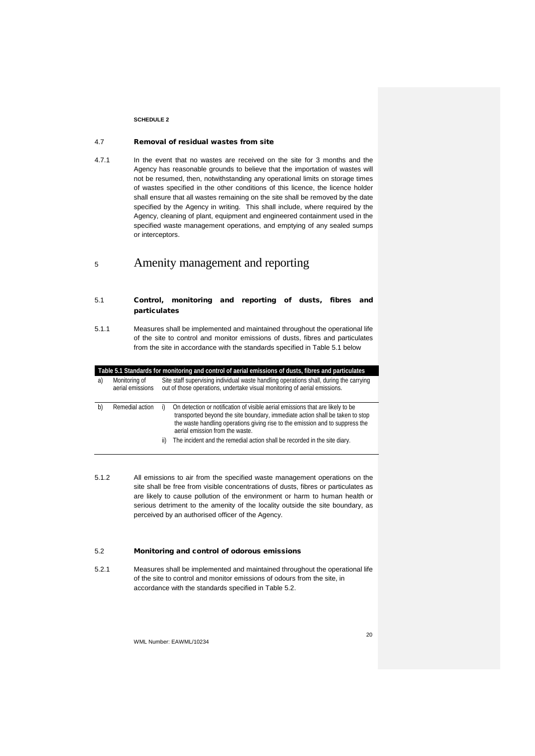**SCHEDULE 2**

### 4.7 Removal of residual wastes from site

4.7.1 In the event that no wastes are received on the site for 3 months and the Agency has reasonable grounds to believe that the importation of wastes will not be resumed, then, notwithstanding any operational limits on storage times of wastes specified in the other conditions of this licence, the licence holder shall ensure that all wastes remaining on the site shall be removed by the date specified by the Agency in writing. This shall include, where required by the Agency, cleaning of plant, equipment and engineered containment used in the specified waste management operations, and emptying of any sealed sumps or interceptors.

# 5 Amenity management and reporting

### 5.1 Control, monitoring and reporting of dusts, fibres and particulates

5.1.1 Measures shall be implemented and maintained throughout the operational life of the site to control and monitor emissions of dusts, fibres and particulates from the site in accordance with the standards specified in Table 5.1 below

**Table 5.1 Standards for monitoring and control of aerial emissions of dusts, fibres and particulates**

| | | |
|---|---|---|
| a) | Monitoring of aerial emissions | Site staff supervising individual waste handling operations shall, during the carrying out of those operations, undertake visual monitoring of aerial emissions. |
| b) | Remedial action | i) On detection or notification of visible aerial emissions that are likely to be transported beyond the site boundary, immediate action shall be taken to stop the waste handling operations giving rise to the emission and to suppress the aerial emission from the waste.<br>ii) The incident and the remedial action shall be recorded in the site diary. |

5.1.2 All emissions to air from the specified waste management operations on the site shall be free from visible concentrations of dusts, fibres or particulates as are likely to cause pollution of the environment or harm to human health or serious detriment to the amenity of the locality outside the site boundary, as perceived by an authorised officer of the Agency.

### 5.2 Monitoring and control of odorous emissions

5.2.1 Measures shall be implemented and maintained throughout the operational life of the site to control and monitor emissions of odours from the site, in accordance with the standards specified in Table 5.2.

WML Number: EAWML/10234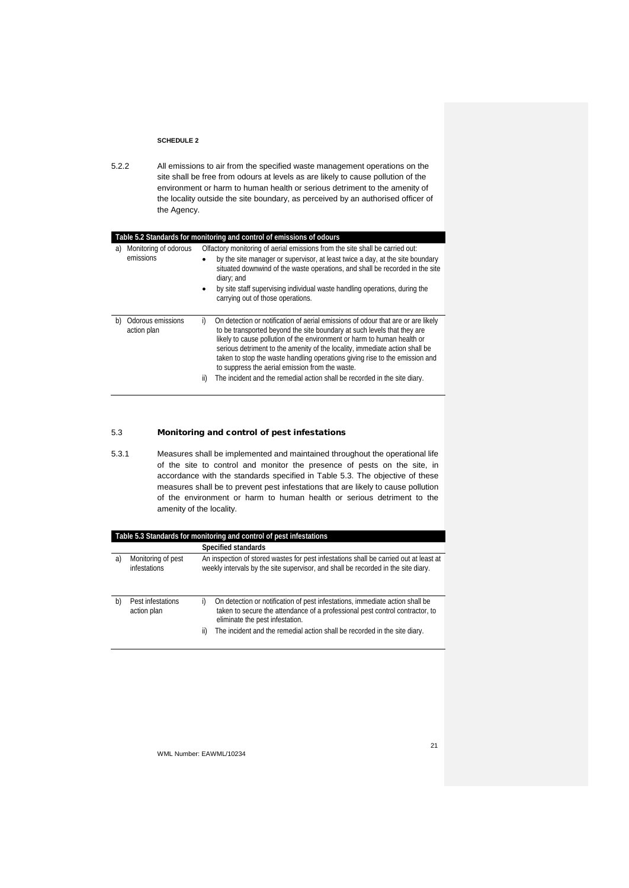**SCHEDULE 2**

5.2.2 All emissions to air from the specified waste management operations on the site shall be free from odours at levels as are likely to cause pollution of the environment or harm to human health or serious detriment to the amenity of the locality outside the site boundary, as perceived by an authorised officer of the Agency.

| Table 5.2 Standards for monitoring and control of emissions of odours | |
|---|---|
| a) Monitoring of odorous emissions | Olfactory monitoring of aerial emissions from the site shall be carried out:<br>• by the site manager or supervisor, at least twice a day, at the site boundary situated downwind of the waste operations, and shall be recorded in the site diary; and<br>• by site staff supervising individual waste handling operations, during the carrying out of those operations. |
| b) Odorous emissions action plan | i) On detection or notification of aerial emissions of odour that are or are likely to be transported beyond the site boundary at such levels that they are likely to cause pollution of the environment or harm to human health or serious detriment to the amenity of the locality, immediate action shall be taken to stop the waste handling operations giving rise to the emission and to suppress the aerial emission from the waste.<br>ii) The incident and the remedial action shall be recorded in the site diary. |

## 5.3 Monitoring and control of pest infestations

5.3.1 Measures shall be implemented and maintained throughout the operational life of the site to control and monitor the presence of pests on the site, in accordance with the standards specified in Table 5.3. The objective of these measures shall be to prevent pest infestations that are likely to cause pollution of the environment or harm to human health or serious detriment to the amenity of the locality.

| Table 5.3 Standards for monitoring and control of pest infestations | |
|---|---|
| | **Specified standards** |
| a) Monitoring of pest infestations | An inspection of stored wastes for pest infestations shall be carried out at least at weekly intervals by the site supervisor, and shall be recorded in the site diary. |
| b) Pest infestations action plan | i) On detection or notification of pest infestations, immediate action shall be taken to secure the attendance of a professional pest control contractor, to eliminate the pest infestation.<br>ii) The incident and the remedial action shall be recorded in the site diary. |

WML Number: EAWML/10234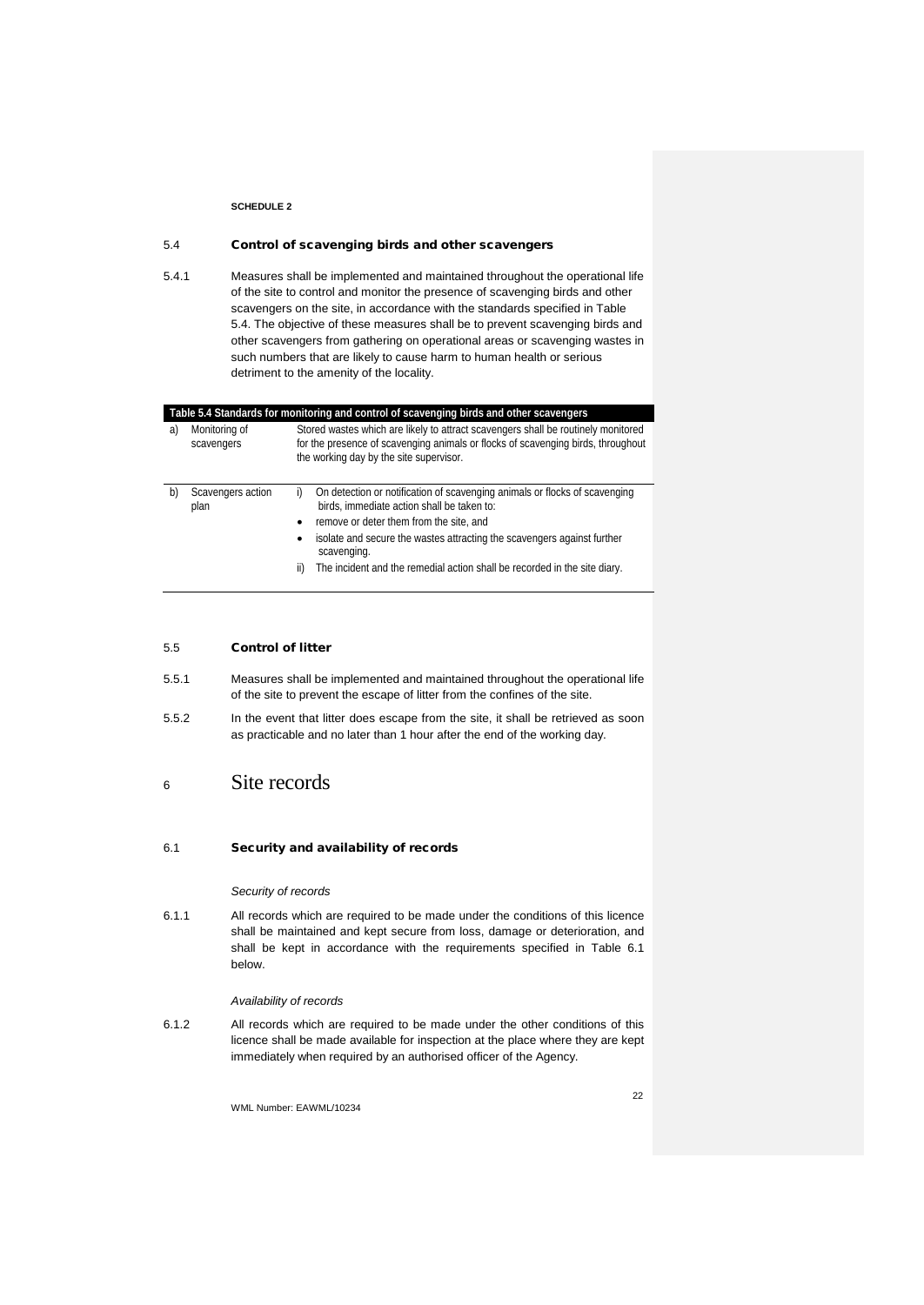**SCHEDULE 2**

### 5.4 Control of scavenging birds and other scavengers

5.4.1 Measures shall be implemented and maintained throughout the operational life of the site to control and monitor the presence of scavenging birds and other scavengers on the site, in accordance with the standards specified in Table 5.4. The objective of these measures shall be to prevent scavenging birds and other scavengers from gathering on operational areas or scavenging wastes in such numbers that are likely to cause harm to human health or serious detriment to the amenity of the locality.

**Table 5.4 Standards for monitoring and control of scavenging birds and other scavengers**

| | | |
|---|---|---|
| a) | Monitoring of scavengers | Stored wastes which are likely to attract scavengers shall be routinely monitored for the presence of scavenging animals or flocks of scavenging birds, throughout the working day by the site supervisor. |
| b) | Scavengers action plan | i) On detection or notification of scavenging animals or flocks of scavenging birds, immediate action shall be taken to:<br>• remove or deter them from the site, and<br>• isolate and secure the wastes attracting the scavengers against further scavenging.<br>ii) The incident and the remedial action shall be recorded in the site diary. |

### 5.5 Control of litter

5.5.1 Measures shall be implemented and maintained throughout the operational life of the site to prevent the escape of litter from the confines of the site.

5.5.2 In the event that litter does escape from the site, it shall be retrieved as soon as practicable and no later than 1 hour after the end of the working day.

## 6 Site records

### 6.1 Security and availability of records

*Security of records*

6.1.1 All records which are required to be made under the conditions of this licence shall be maintained and kept secure from loss, damage or deterioration, and shall be kept in accordance with the requirements specified in Table 6.1 below.

*Availability of records*

6.1.2 All records which are required to be made under the other conditions of this licence shall be made available for inspection at the place where they are kept immediately when required by an authorised officer of the Agency.

WML Number: EAWML/10234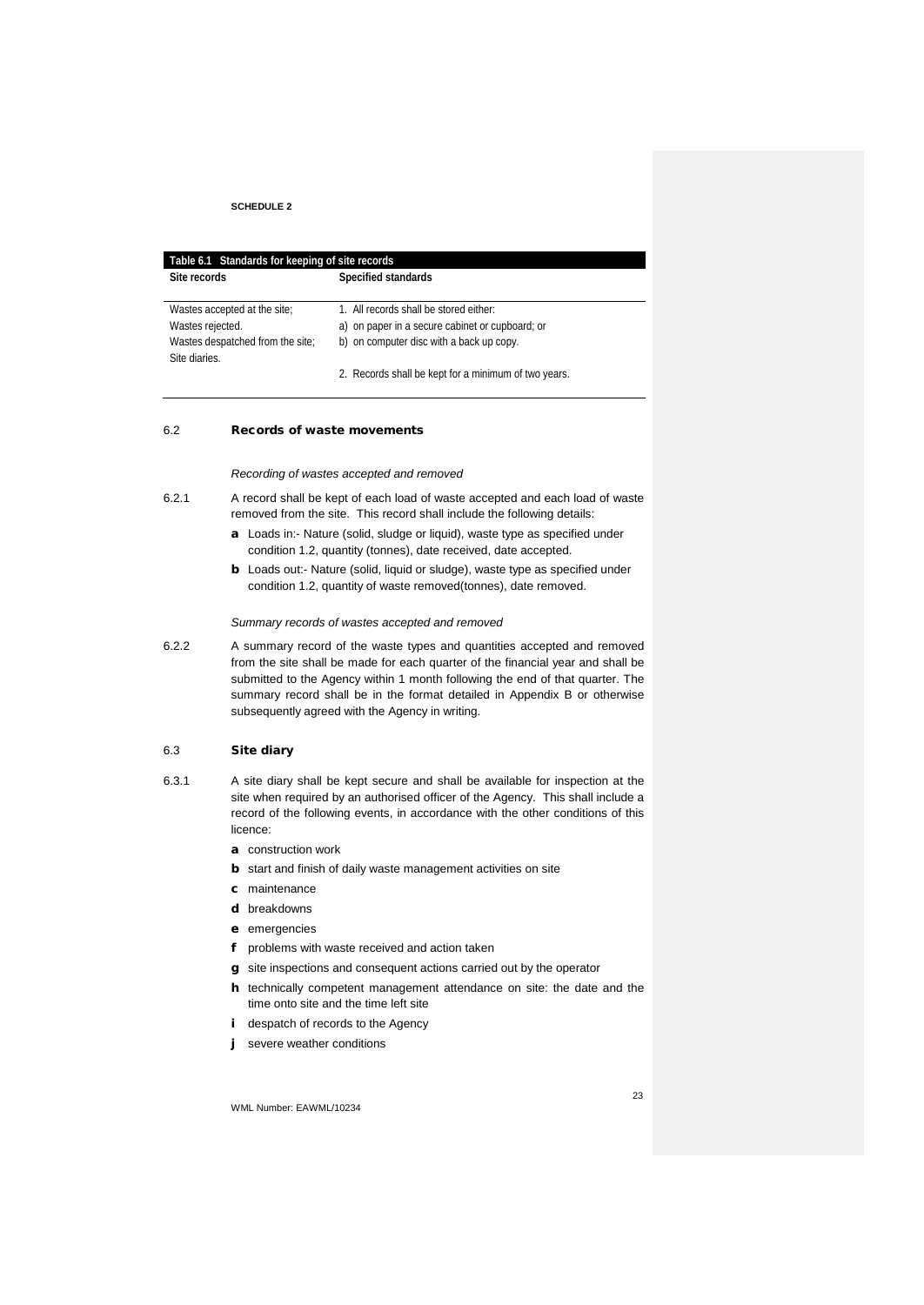**SCHEDULE 2**

| Table 6.1 Standards for keeping of site records | |
|---|---|
| **Site records** | **Specified standards** |
| Wastes accepted at the site;<br>Wastes rejected.<br>Wastes despatched from the site;<br>Site diaries. | 1. All records shall be stored either:<br>a) on paper in a secure cabinet or cupboard; or<br>b) on computer disc with a back up copy.<br><br>2. Records shall be kept for a minimum of two years. |

## 6.2 Records of waste movements

*Recording of wastes accepted and removed*

6.2.1 A record shall be kept of each load of waste accepted and each load of waste removed from the site. This record shall include the following details:

- **a** Loads in:- Nature (solid, sludge or liquid), waste type as specified under condition 1.2, quantity (tonnes), date received, date accepted.
- **b** Loads out:- Nature (solid, liquid or sludge), waste type as specified under condition 1.2, quantity of waste removed(tonnes), date removed.

*Summary records of wastes accepted and removed*

6.2.2 A summary record of the waste types and quantities accepted and removed from the site shall be made for each quarter of the financial year and shall be submitted to the Agency within 1 month following the end of that quarter. The summary record shall be in the format detailed in Appendix B or otherwise subsequently agreed with the Agency in writing.

## 6.3 Site diary

6.3.1 A site diary shall be kept secure and shall be available for inspection at the site when required by an authorised officer of the Agency. This shall include a record of the following events, in accordance with the other conditions of this licence:

- **a** construction work
- **b** start and finish of daily waste management activities on site
- **c** maintenance
- **d** breakdowns
- **e** emergencies
- **f** problems with waste received and action taken
- **g** site inspections and consequent actions carried out by the operator
- **h** technically competent management attendance on site: the date and the time onto site and the time left site
- **i** despatch of records to the Agency
- **j** severe weather conditions

WML Number: EAWML/10234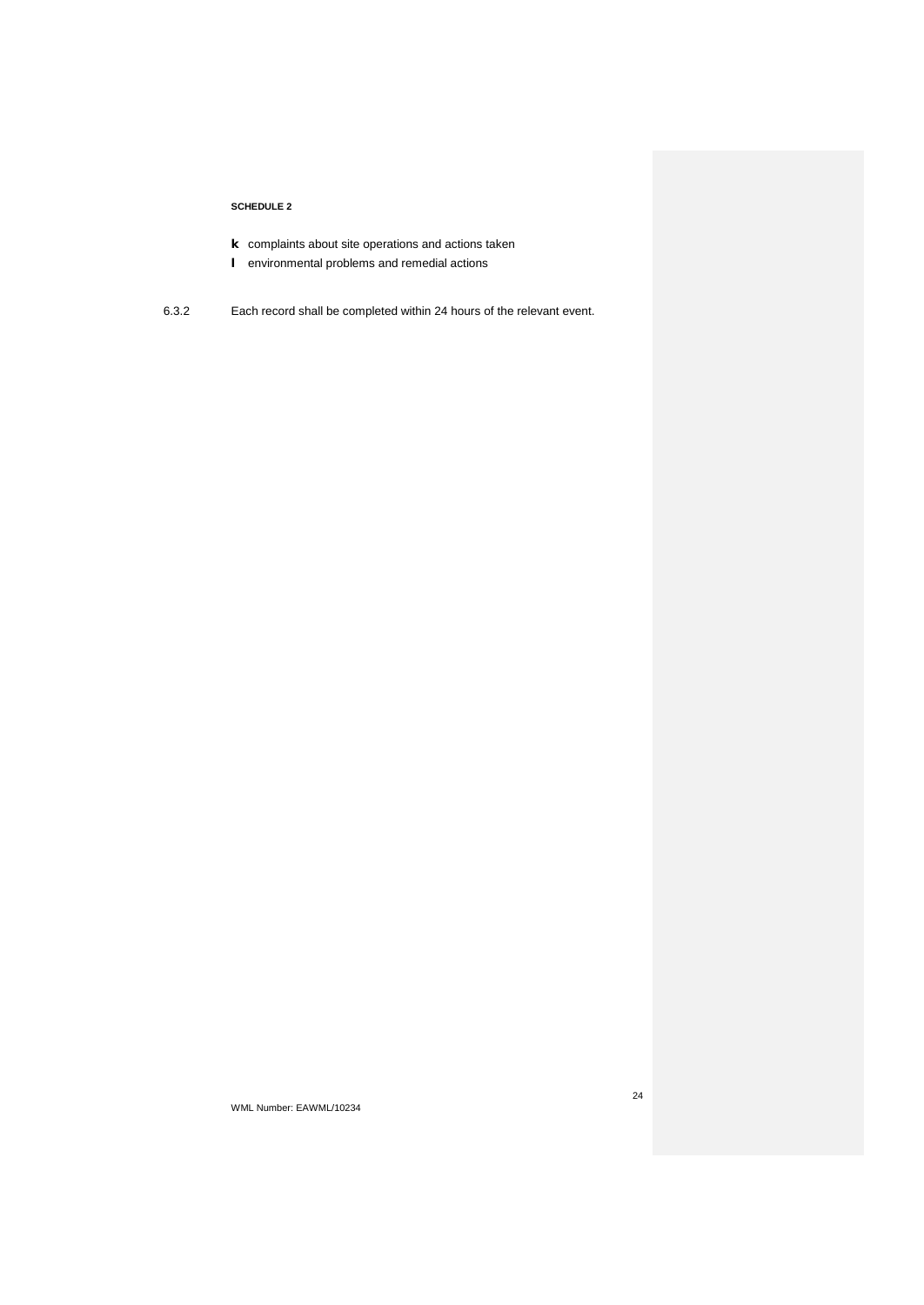**SCHEDULE 2**

**k** complaints about site operations and actions taken
**l** environmental problems and remedial actions

6.3.2 Each record shall be completed within 24 hours of the relevant event.

WML Number: EAWML/10234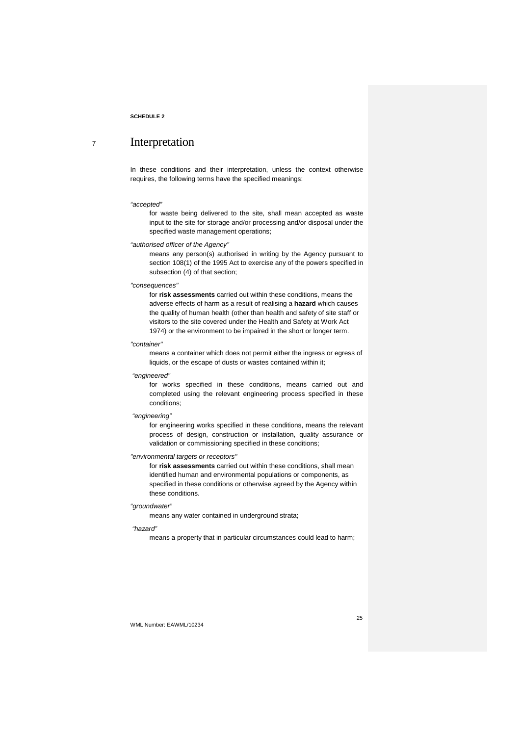**SCHEDULE 2**

# 7 Interpretation

In these conditions and their interpretation, unless the context otherwise requires, the following terms have the specified meanings:

*"accepted"*

for waste being delivered to the site, shall mean accepted as waste input to the site for storage and/or processing and/or disposal under the specified waste management operations;

*"authorised officer of the Agency"*

means any person(s) authorised in writing by the Agency pursuant to section 108(1) of the 1995 Act to exercise any of the powers specified in subsection (4) of that section;

*"consequences"*

for **risk assessments** carried out within these conditions, means the adverse effects of harm as a result of realising a **hazard** which causes the quality of human health (other than health and safety of site staff or visitors to the site covered under the Health and Safety at Work Act 1974) or the environment to be impaired in the short or longer term.

*"container"*

means a container which does not permit either the ingress or egress of liquids, or the escape of dusts or wastes contained within it;

*"engineered"*

for works specified in these conditions, means carried out and completed using the relevant engineering process specified in these conditions;

*"engineering"*

for engineering works specified in these conditions, means the relevant process of design, construction or installation, quality assurance or validation or commissioning specified in these conditions;

*"environmental targets or receptors"*

for **risk assessments** carried out within these conditions, shall mean identified human and environmental populations or components, as specified in these conditions or otherwise agreed by the Agency within these conditions.

*"groundwater"*

means any water contained in underground strata;

*"hazard"*

means a property that in particular circumstances could lead to harm;

WML Number: EAWML/10234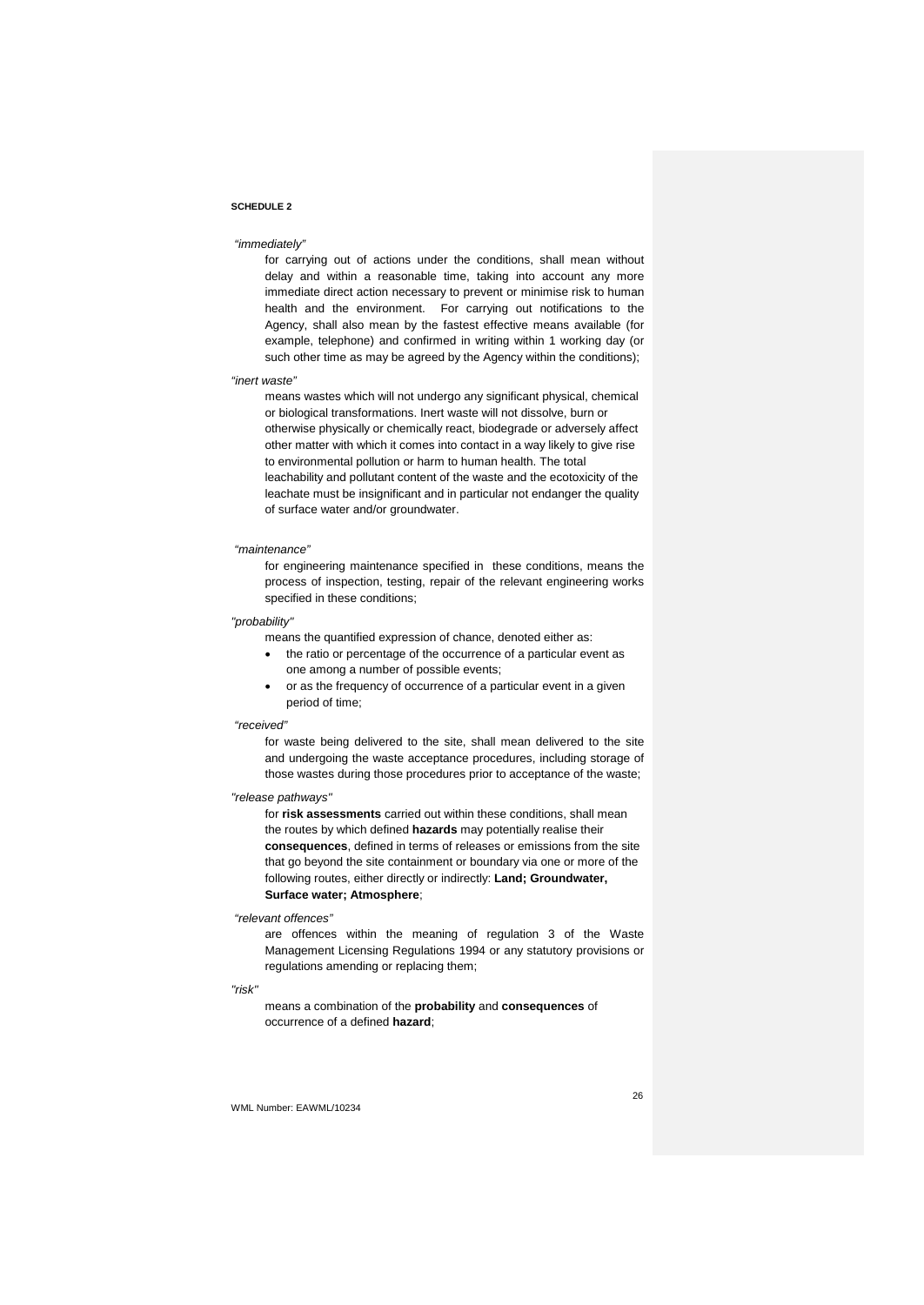**SCHEDULE 2**

*"immediately"*

for carrying out of actions under the conditions, shall mean without delay and within a reasonable time, taking into account any more immediate direct action necessary to prevent or minimise risk to human health and the environment. For carrying out notifications to the Agency, shall also mean by the fastest effective means available (for example, telephone) and confirmed in writing within 1 working day (or such other time as may be agreed by the Agency within the conditions);

*"inert waste"*

means wastes which will not undergo any significant physical, chemical or biological transformations. Inert waste will not dissolve, burn or otherwise physically or chemically react, biodegrade or adversely affect other matter with which it comes into contact in a way likely to give rise to environmental pollution or harm to human health. The total leachability and pollutant content of the waste and the ecotoxicity of the leachate must be insignificant and in particular not endanger the quality of surface water and/or groundwater.

*"maintenance"*

for engineering maintenance specified in these conditions, means the process of inspection, testing, repair of the relevant engineering works specified in these conditions;

*"probability"*

means the quantified expression of chance, denoted either as:

- the ratio or percentage of the occurrence of a particular event as one among a number of possible events;
- or as the frequency of occurrence of a particular event in a given period of time;

*"received"*

for waste being delivered to the site, shall mean delivered to the site and undergoing the waste acceptance procedures, including storage of those wastes during those procedures prior to acceptance of the waste;

*"release pathways"*

for **risk assessments** carried out within these conditions, shall mean the routes by which defined **hazards** may potentially realise their **consequences**, defined in terms of releases or emissions from the site that go beyond the site containment or boundary via one or more of the following routes, either directly or indirectly: **Land; Groundwater, Surface water; Atmosphere**;

*"relevant offences"*

are offences within the meaning of regulation 3 of the Waste Management Licensing Regulations 1994 or any statutory provisions or regulations amending or replacing them;

*"risk"*

means a combination of the **probability** and **consequences** of occurrence of a defined **hazard**;

WML Number: EAWML/10234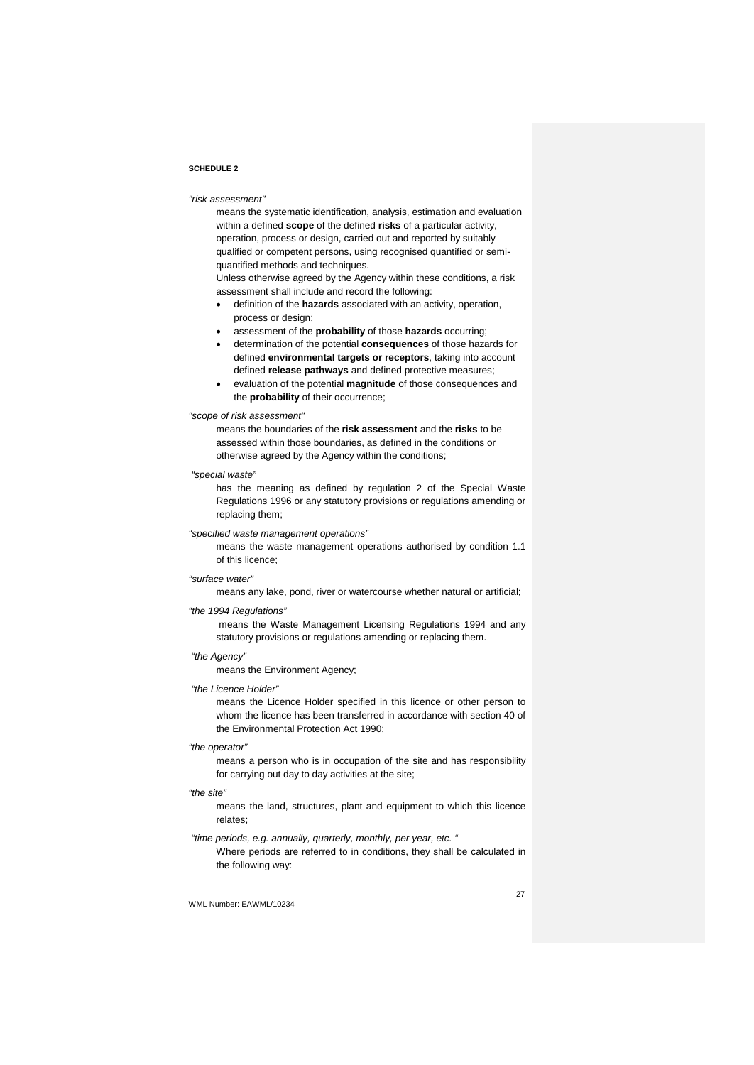**SCHEDULE 2**

*"risk assessment"*

means the systematic identification, analysis, estimation and evaluation within a defined **scope** of the defined **risks** of a particular activity, operation, process or design, carried out and reported by suitably qualified or competent persons, using recognised quantified or semi-quantified methods and techniques.

Unless otherwise agreed by the Agency within these conditions, a risk assessment shall include and record the following:

- definition of the **hazards** associated with an activity, operation, process or design;
- assessment of the **probability** of those **hazards** occurring;
- determination of the potential **consequences** of those hazards for defined **environmental targets or receptors**, taking into account defined **release pathways** and defined protective measures;
- evaluation of the potential **magnitude** of those consequences and the **probability** of their occurrence;

*"scope of risk assessment"*

means the boundaries of the **risk assessment** and the **risks** to be assessed within those boundaries, as defined in the conditions or otherwise agreed by the Agency within the conditions;

*"special waste"*

has the meaning as defined by regulation 2 of the Special Waste Regulations 1996 or any statutory provisions or regulations amending or replacing them;

*"specified waste management operations"*

means the waste management operations authorised by condition 1.1 of this licence;

*"surface water"*

means any lake, pond, river or watercourse whether natural or artificial;

*"the 1994 Regulations"*

means the Waste Management Licensing Regulations 1994 and any statutory provisions or regulations amending or replacing them.

*"the Agency"*

means the Environment Agency;

*"the Licence Holder"*

means the Licence Holder specified in this licence or other person to whom the licence has been transferred in accordance with section 40 of the Environmental Protection Act 1990;

*"the operator"*

means a person who is in occupation of the site and has responsibility for carrying out day to day activities at the site;

*"the site"*

means the land, structures, plant and equipment to which this licence relates;

*"time periods, e.g. annually, quarterly, monthly, per year, etc. "*

Where periods are referred to in conditions, they shall be calculated in the following way:

WML Number: EAWML/10234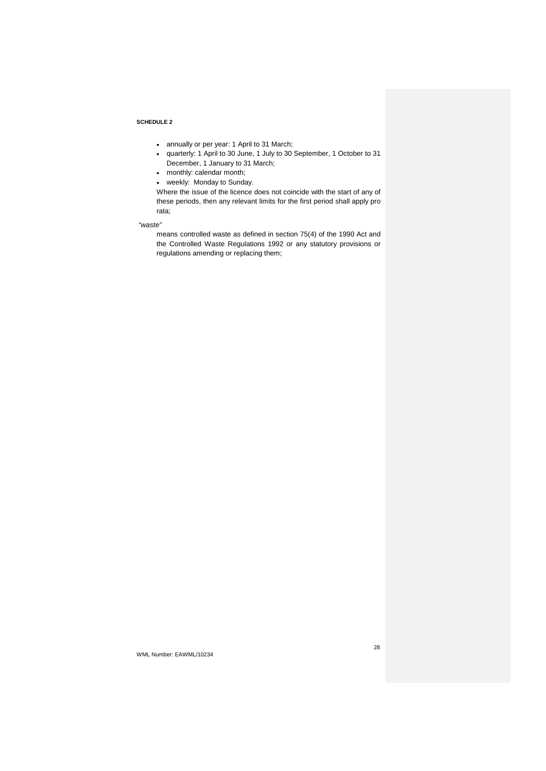**SCHEDULE 2**

- annually or per year: 1 April to 31 March;
- quarterly: 1 April to 30 June, 1 July to 30 September, 1 October to 31 December, 1 January to 31 March;
- monthly: calendar month;
- weekly: Monday to Sunday.

Where the issue of the licence does not coincide with the start of any of these periods, then any relevant limits for the first period shall apply pro rata;

*"waste"*

means controlled waste as defined in section 75(4) of the 1990 Act and the Controlled Waste Regulations 1992 or any statutory provisions or regulations amending or replacing them;

WML Number: EAWML/10234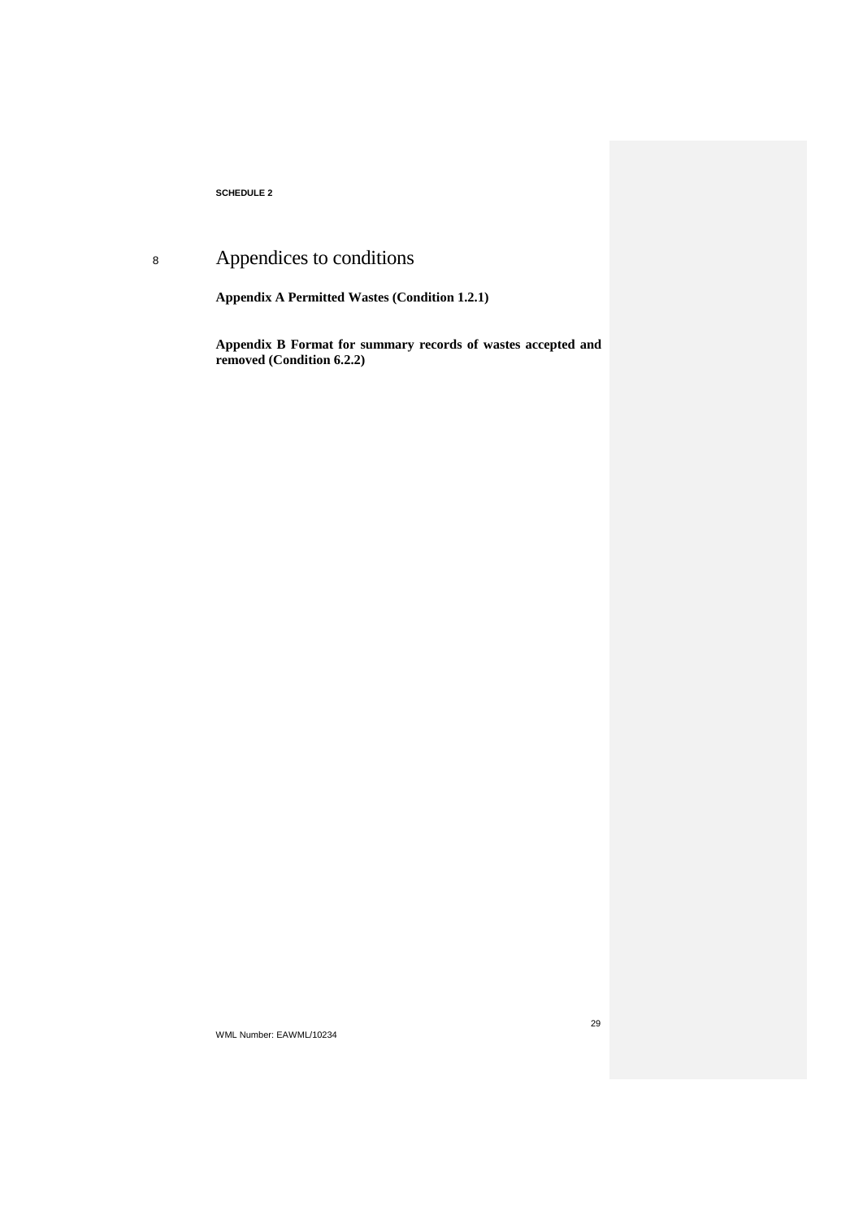**SCHEDULE 2**

# 8 Appendices to conditions

**Appendix A Permitted Wastes (Condition 1.2.1)**

**Appendix B Format for summary records of wastes accepted and removed (Condition 6.2.2)**

WML Number: EAWML/10234